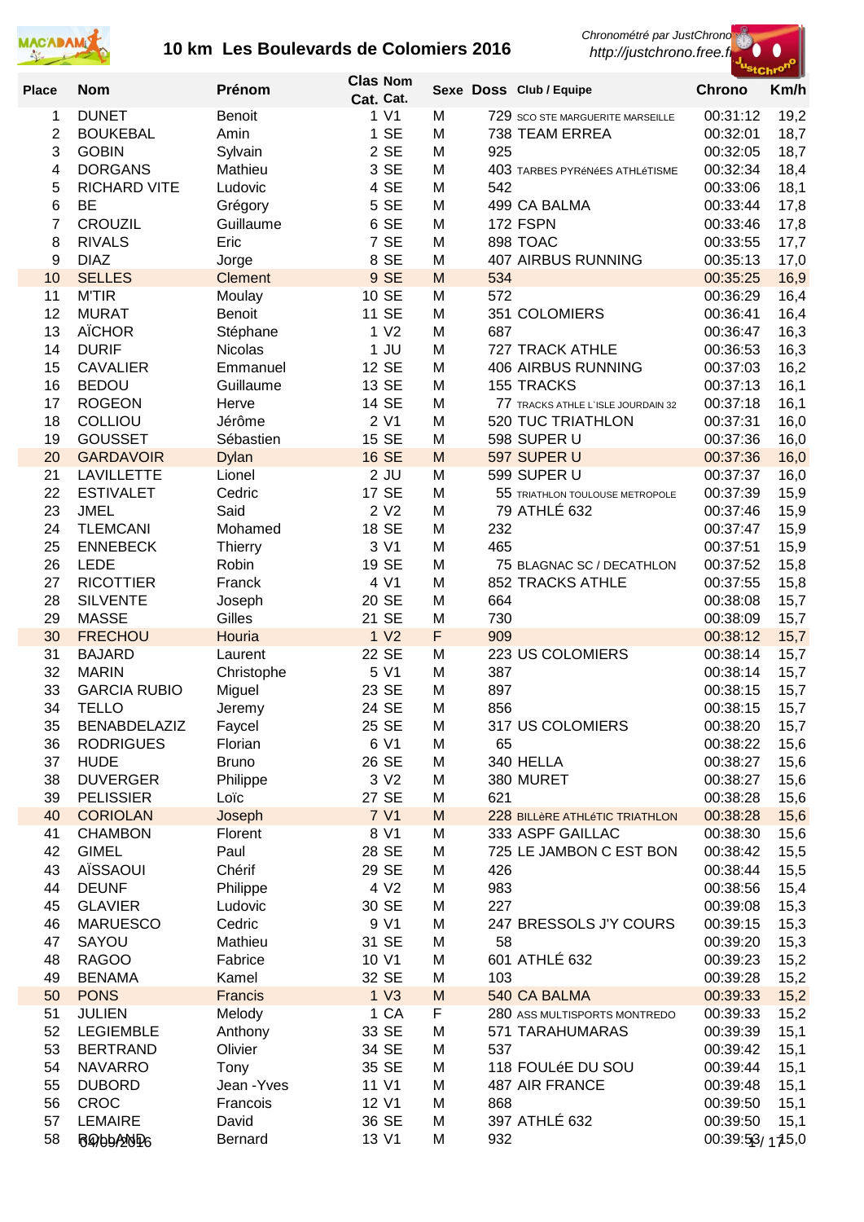# 10 km Les Boulevards de Colomiers 2016

Chronométré par JustChrono
http://justchrono.free.fr

| Place | Nom | Prénom | Clas Cat. | Nom Cat. | Sexe | Doss | Club / Equipe | Chrono | Km/h |
|---|---|---|---|---|---|---|---|---|---|
| 1 | DUNET | Benoit | 1 | V1 | M | 729 | SCO STE MARGUERITE MARSEILLE | 00:31:12 | 19,2 |
| 2 | BOUKEBAL | Amin | 1 | SE | M | 738 | TEAM ERREA | 00:32:01 | 18,7 |
| 3 | GOBIN | Sylvain | 2 | SE | M | 925 | | 00:32:05 | 18,7 |
| 4 | DORGANS | Mathieu | 3 | SE | M | 403 | TARBES PYRéNéES ATHLéTISME | 00:32:34 | 18,4 |
| 5 | RICHARD VITE | Ludovic | 4 | SE | M | 542 | | 00:33:06 | 18,1 |
| 6 | BE | Grégory | 5 | SE | M | 499 | CA BALMA | 00:33:44 | 17,8 |
| 7 | CROUZIL | Guillaume | 6 | SE | M | 172 | FSPN | 00:33:46 | 17,8 |
| 8 | RIVALS | Eric | 7 | SE | M | 898 | TOAC | 00:33:55 | 17,7 |
| 9 | DIAZ | Jorge | 8 | SE | M | 407 | AIRBUS RUNNING | 00:35:13 | 17,0 |
| 10 | SELLES | Clement | 9 | SE | M | 534 | | 00:35:25 | 16,9 |
| 11 | M'TIR | Moulay | 10 | SE | M | 572 | | 00:36:29 | 16,4 |
| 12 | MURAT | Benoit | 11 | SE | M | 351 | COLOMIERS | 00:36:41 | 16,4 |
| 13 | AÏCHOR | Stéphane | 1 | V2 | M | 687 | | 00:36:47 | 16,3 |
| 14 | DURIF | Nicolas | 1 | JU | M | 727 | TRACK ATHLE | 00:36:53 | 16,3 |
| 15 | CAVALIER | Emmanuel | 12 | SE | M | 406 | AIRBUS RUNNING | 00:37:03 | 16,2 |
| 16 | BEDOU | Guillaume | 13 | SE | M | 155 | TRACKS | 00:37:13 | 16,1 |
| 17 | ROGEON | Herve | 14 | SE | M | 77 | TRACKS ATHLE L`ISLE JOURDAIN 32 | 00:37:18 | 16,1 |
| 18 | COLLIOU | Jérôme | 2 | V1 | M | 520 | TUC TRIATHLON | 00:37:31 | 16,0 |
| 19 | GOUSSET | Sébastien | 15 | SE | M | 598 | SUPER U | 00:37:36 | 16,0 |
| 20 | GARDAVOIR | Dylan | 16 | SE | M | 597 | SUPER U | 00:37:36 | 16,0 |
| 21 | LAVILLETTE | Lionel | 2 | JU | M | 599 | SUPER U | 00:37:37 | 16,0 |
| 22 | ESTIVALET | Cedric | 17 | SE | M | 55 | TRIATHLON TOULOUSE METROPOLE | 00:37:39 | 15,9 |
| 23 | JMEL | Said | 2 | V2 | M | 79 | ATHLÉ 632 | 00:37:46 | 15,9 |
| 24 | TLEMCANI | Mohamed | 18 | SE | M | 232 | | 00:37:47 | 15,9 |
| 25 | ENNEBECK | Thierry | 3 | V1 | M | 465 | | 00:37:51 | 15,9 |
| 26 | LEDE | Robin | 19 | SE | M | 75 | BLAGNAC SC / DECATHLON | 00:37:52 | 15,8 |
| 27 | RICOTTIER | Franck | 4 | V1 | M | 852 | TRACKS ATHLE | 00:37:55 | 15,8 |
| 28 | SILVENTE | Joseph | 20 | SE | M | 664 | | 00:38:08 | 15,7 |
| 29 | MASSE | Gilles | 21 | SE | M | 730 | | 00:38:09 | 15,7 |
| 30 | FRECHOU | Houria | 1 | V2 | F | 909 | | 00:38:12 | 15,7 |
| 31 | BAJARD | Laurent | 22 | SE | M | 223 | US COLOMIERS | 00:38:14 | 15,7 |
| 32 | MARIN | Christophe | 5 | V1 | M | 387 | | 00:38:14 | 15,7 |
| 33 | GARCIA RUBIO | Miguel | 23 | SE | M | 897 | | 00:38:15 | 15,7 |
| 34 | TELLO | Jeremy | 24 | SE | M | 856 | | 00:38:15 | 15,7 |
| 35 | BENABDELAZIZ | Faycel | 25 | SE | M | 317 | US COLOMIERS | 00:38:20 | 15,7 |
| 36 | RODRIGUES | Florian | 6 | V1 | M | 65 | | 00:38:22 | 15,6 |
| 37 | HUDE | Bruno | 26 | SE | M | 340 | HELLA | 00:38:27 | 15,6 |
| 38 | DUVERGER | Philippe | 3 | V2 | M | 380 | MURET | 00:38:27 | 15,6 |
| 39 | PELISSIER | Loïc | 27 | SE | M | 621 | | 00:38:28 | 15,6 |
| 40 | CORIOLAN | Joseph | 7 | V1 | M | 228 | BILLèRE ATHLéTIC TRIATHLON | 00:38:28 | 15,6 |
| 41 | CHAMBON | Florent | 8 | V1 | M | 333 | ASPF GAILLAC | 00:38:30 | 15,6 |
| 42 | GIMEL | Paul | 28 | SE | M | 725 | LE JAMBON C EST BON | 00:38:42 | 15,5 |
| 43 | AÏSSAOUI | Chérif | 29 | SE | M | 426 | | 00:38:44 | 15,5 |
| 44 | DEUNF | Philippe | 4 | V2 | M | 983 | | 00:38:56 | 15,4 |
| 45 | GLAVIER | Ludovic | 30 | SE | M | 227 | | 00:39:08 | 15,3 |
| 46 | MARUESCO | Cedric | 9 | V1 | M | 247 | BRESSOLS J'Y COURS | 00:39:15 | 15,3 |
| 47 | SAYOU | Mathieu | 31 | SE | M | 58 | | 00:39:20 | 15,3 |
| 48 | RAGOO | Fabrice | 10 | V1 | M | 601 | ATHLÉ 632 | 00:39:23 | 15,2 |
| 49 | BENAMA | Kamel | 32 | SE | M | 103 | | 00:39:28 | 15,2 |
| 50 | PONS | Francis | 1 | V3 | M | 540 | CA BALMA | 00:39:33 | 15,2 |
| 51 | JULIEN | Melody | 1 | CA | F | 280 | ASS MULTISPORTS MONTREDO | 00:39:33 | 15,2 |
| 52 | LEGIEMBLE | Anthony | 33 | SE | M | 571 | TARAHUMARAS | 00:39:39 | 15,1 |
| 53 | BERTRAND | Olivier | 34 | SE | M | 537 | | 00:39:42 | 15,1 |
| 54 | NAVARRO | Tony | 35 | SE | M | 118 | FOULéE DU SOU | 00:39:44 | 15,1 |
| 55 | DUBORD | Jean -Yves | 11 | V1 | M | 487 | AIR FRANCE | 00:39:48 | 15,1 |
| 56 | CROC | Francois | 12 | V1 | M | 868 | | 00:39:50 | 15,1 |
| 57 | LEMAIRE | David | 36 | SE | M | 397 | ATHLÉ 632 | 00:39:50 | 15,1 |
| 58 | ROBLAND | Bernard | 13 | V1 | M | 932 | | 00:39:53 | 15,0 |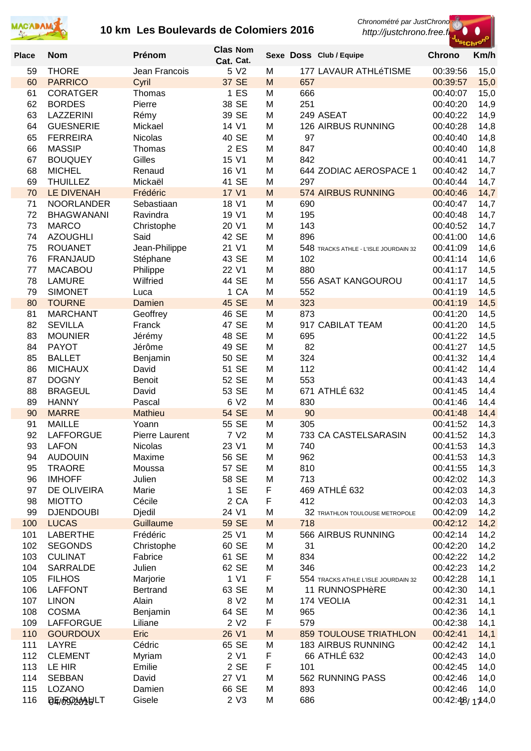# 10 km Les Boulevards de Colomiers 2016

Chronométré par JustChrono
http://justchrono.free.fr

| Place | Nom | Prénom | Clas Cat. | Nom Cat. | Sexe | Doss | Club / Equipe | Chrono | Km/h |
|---|---|---|---|---|---|---|---|---|---|
| 59 | THORE | Jean Francois | 5 | V2 | M | 177 | LAVAUR ATHLéTISME | 00:39:56 | 15,0 |
| 60 | PARRICO | Cyril | 37 | SE | M | 657 | | 00:39:57 | 15,0 |
| 61 | CORATGER | Thomas | 1 | ES | M | 666 | | 00:40:07 | 15,0 |
| 62 | BORDES | Pierre | 38 | SE | M | 251 | | 00:40:20 | 14,9 |
| 63 | LAZZERINI | Rémy | 39 | SE | M | 249 | ASEAT | 00:40:22 | 14,9 |
| 64 | GUESNERIE | Mickael | 14 | V1 | M | 126 | AIRBUS RUNNING | 00:40:28 | 14,8 |
| 65 | FERREIRA | Nicolas | 40 | SE | M | 97 | | 00:40:40 | 14,8 |
| 66 | MASSIP | Thomas | 2 | ES | M | 847 | | 00:40:40 | 14,8 |
| 67 | BOUQUEY | Gilles | 15 | V1 | M | 842 | | 00:40:41 | 14,7 |
| 68 | MICHEL | Renaud | 16 | V1 | M | 644 | ZODIAC AEROSPACE 1 | 00:40:42 | 14,7 |
| 69 | THUILLEZ | Mickaël | 41 | SE | M | 297 | | 00:40:44 | 14,7 |
| 70 | LE DIVENAH | Frédéric | 17 | V1 | M | 574 | AIRBUS RUNNING | 00:40:46 | 14,7 |
| 71 | NOORLANDER | Sebastiaan | 18 | V1 | M | 690 | | 00:40:47 | 14,7 |
| 72 | BHAGWANANI | Ravindra | 19 | V1 | M | 195 | | 00:40:48 | 14,7 |
| 73 | MARCO | Christophe | 20 | V1 | M | 143 | | 00:40:52 | 14,7 |
| 74 | AZOUGHLI | Said | 42 | SE | M | 896 | | 00:41:00 | 14,6 |
| 75 | ROUANET | Jean-Philippe | 21 | V1 | M | 548 | TRACKS ATHLE - L'ISLE JOURDAIN 32 | 00:41:09 | 14,6 |
| 76 | FRANJAUD | Stéphane | 43 | SE | M | 102 | | 00:41:14 | 14,6 |
| 77 | MACABOU | Philippe | 22 | V1 | M | 880 | | 00:41:17 | 14,5 |
| 78 | LAMURE | Wilfried | 44 | SE | M | 556 | ASAT KANGOUROU | 00:41:17 | 14,5 |
| 79 | SIMONET | Luca | 1 | CA | M | 552 | | 00:41:19 | 14,5 |
| 80 | TOURNE | Damien | 45 | SE | M | 323 | | 00:41:19 | 14,5 |
| 81 | MARCHANT | Geoffrey | 46 | SE | M | 873 | | 00:41:20 | 14,5 |
| 82 | SEVILLA | Franck | 47 | SE | M | 917 | CABILAT TEAM | 00:41:20 | 14,5 |
| 83 | MOUNIER | Jérémy | 48 | SE | M | 695 | | 00:41:22 | 14,5 |
| 84 | PAYOT | Jérôme | 49 | SE | M | 82 | | 00:41:27 | 14,5 |
| 85 | BALLET | Benjamin | 50 | SE | M | 324 | | 00:41:32 | 14,4 |
| 86 | MICHAUX | David | 51 | SE | M | 112 | | 00:41:42 | 14,4 |
| 87 | DOGNY | Benoit | 52 | SE | M | 553 | | 00:41:43 | 14,4 |
| 88 | BRAGEUL | David | 53 | SE | M | 671 | ATHLÉ 632 | 00:41:45 | 14,4 |
| 89 | HANNY | Pascal | 6 | V2 | M | 830 | | 00:41:46 | 14,4 |
| 90 | MARRE | Mathieu | 54 | SE | M | 90 | | 00:41:48 | 14,4 |
| 91 | MAILLE | Yoann | 55 | SE | M | 305 | | 00:41:52 | 14,3 |
| 92 | LAFFORGUE | Pierre Laurent | 7 | V2 | M | 733 | CA CASTELSARASIN | 00:41:52 | 14,3 |
| 93 | LAFON | Nicolas | 23 | V1 | M | 740 | | 00:41:53 | 14,3 |
| 94 | AUDOUIN | Maxime | 56 | SE | M | 962 | | 00:41:53 | 14,3 |
| 95 | TRAORE | Moussa | 57 | SE | M | 810 | | 00:41:55 | 14,3 |
| 96 | IMHOFF | Julien | 58 | SE | M | 713 | | 00:42:02 | 14,3 |
| 97 | DE OLIVEIRA | Marie | 1 | SE | F | 469 | ATHLÉ 632 | 00:42:03 | 14,3 |
| 98 | MIOTTO | Cécile | 2 | CA | F | 412 | | 00:42:03 | 14,3 |
| 99 | DJENDOUBI | Djedil | 24 | V1 | M | 32 | TRIATHLON TOULOUSE METROPOLE | 00:42:09 | 14,2 |
| 100 | LUCAS | Guillaume | 59 | SE | M | 718 | | 00:42:12 | 14,2 |
| 101 | LABERTHE | Frédéric | 25 | V1 | M | 566 | AIRBUS RUNNING | 00:42:14 | 14,2 |
| 102 | SEGONDS | Christophe | 60 | SE | M | 31 | | 00:42:20 | 14,2 |
| 103 | CULINAT | Fabrice | 61 | SE | M | 834 | | 00:42:22 | 14,2 |
| 104 | SARRALDE | Julien | 62 | SE | M | 346 | | 00:42:23 | 14,2 |
| 105 | FILHOS | Marjorie | 1 | V1 | F | 554 | TRACKS ATHLE L'ISLE JOURDAIN 32 | 00:42:28 | 14,1 |
| 106 | LAFFONT | Bertrand | 63 | SE | M | 11 | RUNNOSPHèRE | 00:42:30 | 14,1 |
| 107 | LINON | Alain | 8 | V2 | M | 174 | VEOLIA | 00:42:31 | 14,1 |
| 108 | COSMA | Benjamin | 64 | SE | M | 965 | | 00:42:36 | 14,1 |
| 109 | LAFFORGUE | Liliane | 2 | V2 | F | 579 | | 00:42:38 | 14,1 |
| 110 | GOURDOUX | Eric | 26 | V1 | M | 859 | TOULOUSE TRIATHLON | 00:42:41 | 14,1 |
| 111 | LAYRE | Cédric | 65 | SE | M | 183 | AIRBUS RUNNING | 00:42:42 | 14,1 |
| 112 | CLEMENT | Myriam | 2 | V1 | F | 66 | ATHLÉ 632 | 00:42:43 | 14,0 |
| 113 | LE HIR | Emilie | 2 | SE | F | 101 | | 00:42:45 | 14,0 |
| 114 | SEBBAN | David | 27 | V1 | M | 562 | RUNNING PASS | 00:42:46 | 14,0 |
| 115 | LOZANO | Damien | 66 | SE | M | 893 | | 00:42:46 | 14,0 |
| 116 | DE ROUAULT | Gisele | 2 | V3 | M | 686 | | 00:42:48 | 14,0 |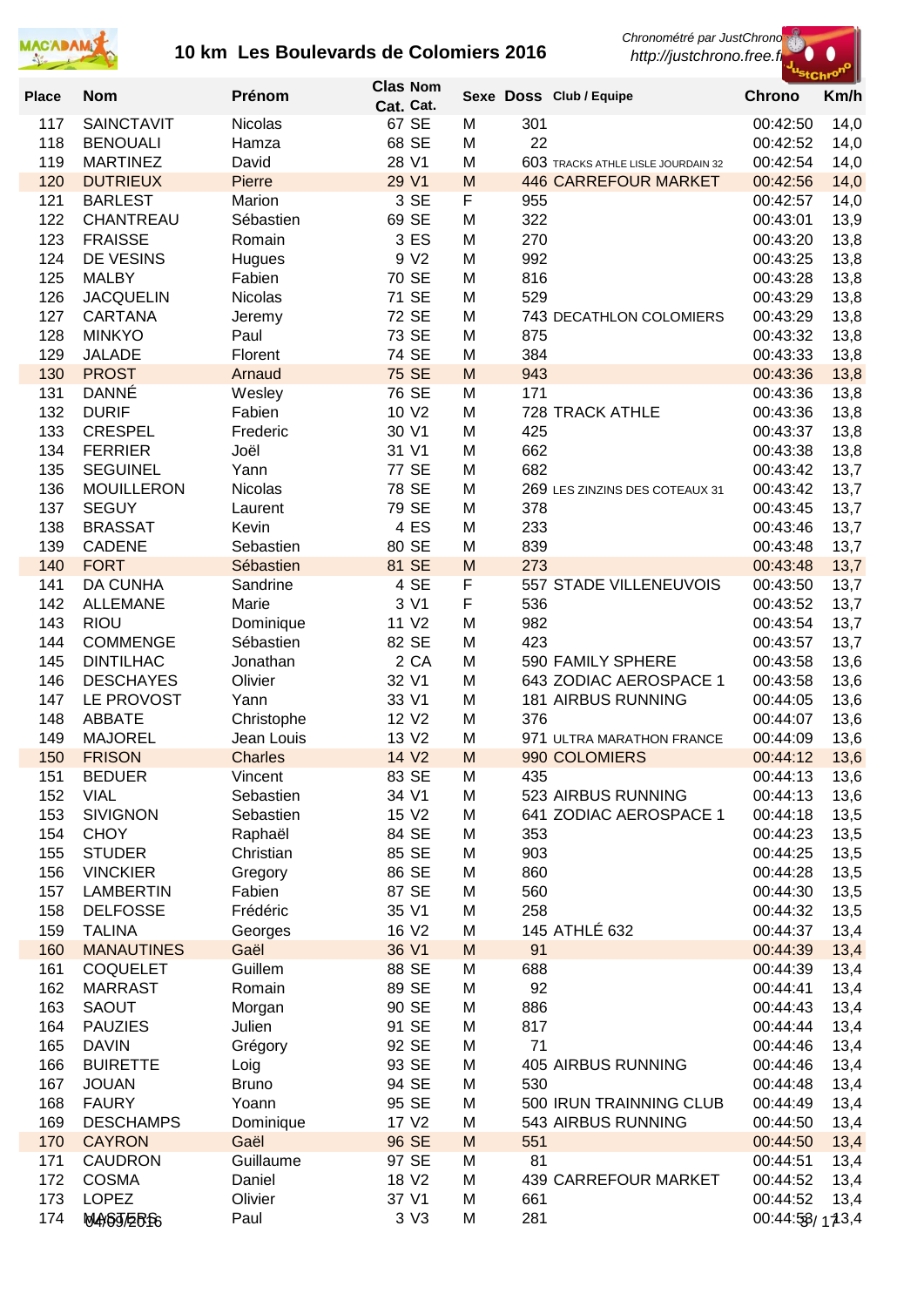# 10 km Les Boulevards de Colomiers 2016

Chronométré par JustChrono
http://justchrono.free.fr

| Place | Nom | Prénom | Clas Cat. | Nom Cat. | Sexe | Doss | Club / Equipe | Chrono | Km/h |
|---|---|---|---|---|---|---|---|---|---|
| 117 | SAINCTAVIT | Nicolas | 67 | SE | M | 301 | | 00:42:50 | 14,0 |
| 118 | BENOUALI | Hamza | 68 | SE | M | 22 | | 00:42:52 | 14,0 |
| 119 | MARTINEZ | David | 28 | V1 | M | 603 | TRACKS ATHLE LISLE JOURDAIN 32 | 00:42:54 | 14,0 |
| 120 | DUTRIEUX | Pierre | 29 | V1 | M | 446 | CARREFOUR MARKET | 00:42:56 | 14,0 |
| 121 | BARLEST | Marion | 3 | SE | F | 955 | | 00:42:57 | 14,0 |
| 122 | CHANTREAU | Sébastien | 69 | SE | M | 322 | | 00:43:01 | 13,9 |
| 123 | FRAISSE | Romain | 3 | ES | M | 270 | | 00:43:20 | 13,8 |
| 124 | DE VESINS | Hugues | 9 | V2 | M | 992 | | 00:43:25 | 13,8 |
| 125 | MALBY | Fabien | 70 | SE | M | 816 | | 00:43:28 | 13,8 |
| 126 | JACQUELIN | Nicolas | 71 | SE | M | 529 | | 00:43:29 | 13,8 |
| 127 | CARTANA | Jeremy | 72 | SE | M | 743 | DECATHLON COLOMIERS | 00:43:29 | 13,8 |
| 128 | MINKYO | Paul | 73 | SE | M | 875 | | 00:43:32 | 13,8 |
| 129 | JALADE | Florent | 74 | SE | M | 384 | | 00:43:33 | 13,8 |
| 130 | PROST | Arnaud | 75 | SE | M | 943 | | 00:43:36 | 13,8 |
| 131 | DANNÉ | Wesley | 76 | SE | M | 171 | | 00:43:36 | 13,8 |
| 132 | DURIF | Fabien | 10 | V2 | M | 728 | TRACK ATHLE | 00:43:36 | 13,8 |
| 133 | CRESPEL | Frederic | 30 | V1 | M | 425 | | 00:43:37 | 13,8 |
| 134 | FERRIER | Joël | 31 | V1 | M | 662 | | 00:43:38 | 13,8 |
| 135 | SEGUINEL | Yann | 77 | SE | M | 682 | | 00:43:42 | 13,7 |
| 136 | MOUILLERON | Nicolas | 78 | SE | M | 269 | LES ZINZINS DES COTEAUX 31 | 00:43:42 | 13,7 |
| 137 | SEGUY | Laurent | 79 | SE | M | 378 | | 00:43:45 | 13,7 |
| 138 | BRASSAT | Kevin | 4 | ES | M | 233 | | 00:43:46 | 13,7 |
| 139 | CADENE | Sebastien | 80 | SE | M | 839 | | 00:43:48 | 13,7 |
| 140 | FORT | Sébastien | 81 | SE | M | 273 | | 00:43:48 | 13,7 |
| 141 | DA CUNHA | Sandrine | 4 | SE | F | 557 | STADE VILLENEUVOIS | 00:43:50 | 13,7 |
| 142 | ALLEMANE | Marie | 3 | V1 | F | 536 | | 00:43:52 | 13,7 |
| 143 | RIOU | Dominique | 11 | V2 | M | 982 | | 00:43:54 | 13,7 |
| 144 | COMMENGE | Sébastien | 82 | SE | M | 423 | | 00:43:57 | 13,7 |
| 145 | DINTILHAC | Jonathan | 2 | CA | M | 590 | FAMILY SPHERE | 00:43:58 | 13,6 |
| 146 | DESCHAYES | Olivier | 32 | V1 | M | 643 | ZODIAC AEROSPACE 1 | 00:43:58 | 13,6 |
| 147 | LE PROVOST | Yann | 33 | V1 | M | 181 | AIRBUS RUNNING | 00:44:05 | 13,6 |
| 148 | ABBATE | Christophe | 12 | V2 | M | 376 | | 00:44:07 | 13,6 |
| 149 | MAJOREL | Jean Louis | 13 | V2 | M | 971 | ULTRA MARATHON FRANCE | 00:44:09 | 13,6 |
| 150 | FRISON | Charles | 14 | V2 | M | 990 | COLOMIERS | 00:44:12 | 13,6 |
| 151 | BEDUER | Vincent | 83 | SE | M | 435 | | 00:44:13 | 13,6 |
| 152 | VIAL | Sebastien | 34 | V1 | M | 523 | AIRBUS RUNNING | 00:44:13 | 13,6 |
| 153 | SIVIGNON | Sebastien | 15 | V2 | M | 641 | ZODIAC AEROSPACE 1 | 00:44:18 | 13,5 |
| 154 | CHOY | Raphaël | 84 | SE | M | 353 | | 00:44:23 | 13,5 |
| 155 | STUDER | Christian | 85 | SE | M | 903 | | 00:44:25 | 13,5 |
| 156 | VINCKIER | Gregory | 86 | SE | M | 860 | | 00:44:28 | 13,5 |
| 157 | LAMBERTIN | Fabien | 87 | SE | M | 560 | | 00:44:30 | 13,5 |
| 158 | DELFOSSE | Frédéric | 35 | V1 | M | 258 | | 00:44:32 | 13,5 |
| 159 | TALINA | Georges | 16 | V2 | M | 145 | ATHLÉ 632 | 00:44:37 | 13,4 |
| 160 | MANAUTINES | Gaël | 36 | V1 | M | 91 | | 00:44:39 | 13,4 |
| 161 | COQUELET | Guillem | 88 | SE | M | 688 | | 00:44:39 | 13,4 |
| 162 | MARRAST | Romain | 89 | SE | M | 92 | | 00:44:41 | 13,4 |
| 163 | SAOUT | Morgan | 90 | SE | M | 886 | | 00:44:43 | 13,4 |
| 164 | PAUZIES | Julien | 91 | SE | M | 817 | | 00:44:44 | 13,4 |
| 165 | DAVIN | Grégory | 92 | SE | M | 71 | | 00:44:46 | 13,4 |
| 166 | BUIRETTE | Loig | 93 | SE | M | 405 | AIRBUS RUNNING | 00:44:46 | 13,4 |
| 167 | JOUAN | Bruno | 94 | SE | M | 530 | | 00:44:48 | 13,4 |
| 168 | FAURY | Yoann | 95 | SE | M | 500 | IRUN TRAINNING CLUB | 00:44:49 | 13,4 |
| 169 | DESCHAMPS | Dominique | 17 | V2 | M | 543 | AIRBUS RUNNING | 00:44:50 | 13,4 |
| 170 | CAYRON | Gaël | 96 | SE | M | 551 | | 00:44:50 | 13,4 |
| 171 | CAUDRON | Guillaume | 97 | SE | M | 81 | | 00:44:51 | 13,4 |
| 172 | COSMA | Daniel | 18 | V2 | M | 439 | CARREFOUR MARKET | 00:44:52 | 13,4 |
| 173 | LOPEZ | Olivier | 37 | V1 | M | 661 | | 00:44:52 | 13,4 |
| 174 | MASTERS | Paul | 3 | V3 | M | 281 | | 00:44:53 | 13,4 |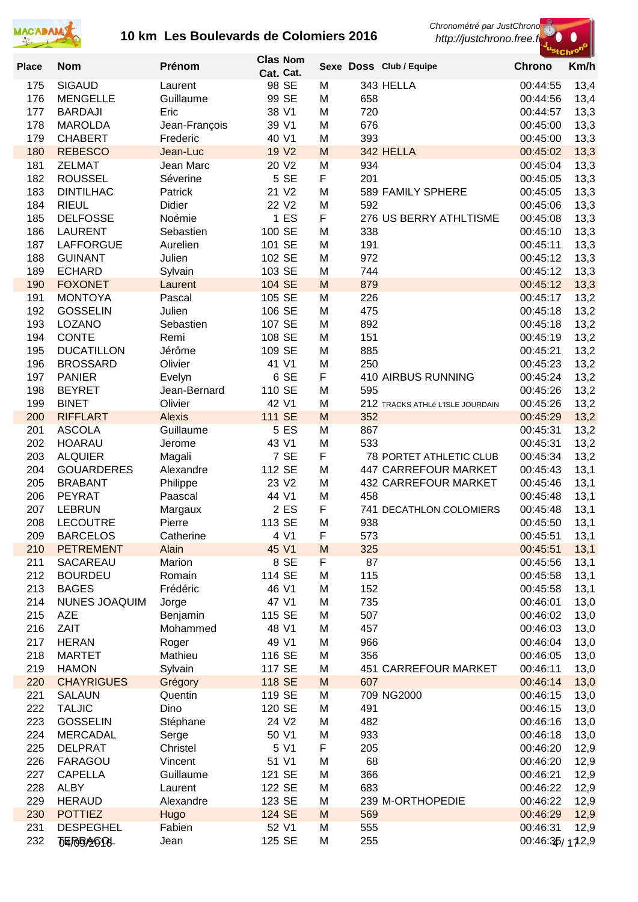# 10 km Les Boulevards de Colomiers 2016

*Chronométré par JustChrono*
*http://justchrono.free.fr*

| Place | Nom | Prénom | Clas Cat. | Nom Cat. | Sexe | Doss | Club / Equipe | Chrono | Km/h |
|---|---|---|---|---|---|---|---|---|---|
| 175 | SIGAUD | Laurent | 98 | SE | M | 343 | HELLA | 00:44:55 | 13,4 |
| 176 | MENGELLE | Guillaume | 99 | SE | M | 658 | | 00:44:56 | 13,4 |
| 177 | BARDAJI | Eric | 38 | V1 | M | 720 | | 00:44:57 | 13,3 |
| 178 | MAROLDA | Jean-François | 39 | V1 | M | 676 | | 00:45:00 | 13,3 |
| 179 | CHABERT | Frederic | 40 | V1 | M | 393 | | 00:45:00 | 13,3 |
| 180 | REBESCO | Jean-Luc | 19 | V2 | M | 342 | HELLA | 00:45:02 | 13,3 |
| 181 | ZELMAT | Jean Marc | 20 | V2 | M | 934 | | 00:45:04 | 13,3 |
| 182 | ROUSSEL | Séverine | 5 | SE | F | 201 | | 00:45:05 | 13,3 |
| 183 | DINTILHAC | Patrick | 21 | V2 | M | 589 | FAMILY SPHERE | 00:45:05 | 13,3 |
| 184 | RIEUL | Didier | 22 | V2 | M | 592 | | 00:45:06 | 13,3 |
| 185 | DELFOSSE | Noémie | 1 | ES | F | 276 | US BERRY ATHLTISME | 00:45:08 | 13,3 |
| 186 | LAURENT | Sebastien | 100 | SE | M | 338 | | 00:45:10 | 13,3 |
| 187 | LAFFORGUE | Aurelien | 101 | SE | M | 191 | | 00:45:11 | 13,3 |
| 188 | GUINANT | Julien | 102 | SE | M | 972 | | 00:45:12 | 13,3 |
| 189 | ECHARD | Sylvain | 103 | SE | M | 744 | | 00:45:12 | 13,3 |
| 190 | FOXONET | Laurent | 104 | SE | M | 879 | | 00:45:12 | 13,3 |
| 191 | MONTOYA | Pascal | 105 | SE | M | 226 | | 00:45:17 | 13,2 |
| 192 | GOSSELIN | Julien | 106 | SE | M | 475 | | 00:45:18 | 13,2 |
| 193 | LOZANO | Sebastien | 107 | SE | M | 892 | | 00:45:18 | 13,2 |
| 194 | CONTE | Remi | 108 | SE | M | 151 | | 00:45:19 | 13,2 |
| 195 | DUCATILLON | Jérôme | 109 | SE | M | 885 | | 00:45:21 | 13,2 |
| 196 | BROSSARD | Olivier | 41 | V1 | M | 250 | | 00:45:23 | 13,2 |
| 197 | PANIER | Evelyn | 6 | SE | F | 410 | AIRBUS RUNNING | 00:45:24 | 13,2 |
| 198 | BEYRET | Jean-Bernard | 110 | SE | M | 595 | | 00:45:26 | 13,2 |
| 199 | BINET | Olivier | 42 | V1 | M | 212 | TRACKS ATHLé L'ISLE JOURDAIN | 00:45:26 | 13,2 |
| 200 | RIFFLART | Alexis | 111 | SE | M | 352 | | 00:45:29 | 13,2 |
| 201 | ASCOLA | Guillaume | 5 | ES | M | 867 | | 00:45:31 | 13,2 |
| 202 | HOARAU | Jerome | 43 | V1 | M | 533 | | 00:45:31 | 13,2 |
| 203 | ALQUIER | Magali | 7 | SE | F | 78 | PORTET ATHLETIC CLUB | 00:45:34 | 13,2 |
| 204 | GOUARDERES | Alexandre | 112 | SE | M | 447 | CARREFOUR MARKET | 00:45:43 | 13,1 |
| 205 | BRABANT | Philippe | 23 | V2 | M | 432 | CARREFOUR MARKET | 00:45:46 | 13,1 |
| 206 | PEYRAT | Paascal | 44 | V1 | M | 458 | | 00:45:48 | 13,1 |
| 207 | LEBRUN | Margaux | 2 | ES | F | 741 | DECATHLON COLOMIERS | 00:45:48 | 13,1 |
| 208 | LECOUTRE | Pierre | 113 | SE | M | 938 | | 00:45:50 | 13,1 |
| 209 | BARCELOS | Catherine | 4 | V1 | F | 573 | | 00:45:51 | 13,1 |
| 210 | PETREMENT | Alain | 45 | V1 | M | 325 | | 00:45:51 | 13,1 |
| 211 | SACAREAU | Marion | 8 | SE | F | 87 | | 00:45:56 | 13,1 |
| 212 | BOURDEU | Romain | 114 | SE | M | 115 | | 00:45:58 | 13,1 |
| 213 | BAGES | Frédéric | 46 | V1 | M | 152 | | 00:45:58 | 13,1 |
| 214 | NUNES JOAQUIM | Jorge | 47 | V1 | M | 735 | | 00:46:01 | 13,0 |
| 215 | AZE | Benjamin | 115 | SE | M | 507 | | 00:46:02 | 13,0 |
| 216 | ZAIT | Mohammed | 48 | V1 | M | 457 | | 00:46:03 | 13,0 |
| 217 | HERAN | Roger | 49 | V1 | M | 966 | | 00:46:04 | 13,0 |
| 218 | MARTET | Mathieu | 116 | SE | M | 356 | | 00:46:05 | 13,0 |
| 219 | HAMON | Sylvain | 117 | SE | M | 451 | CARREFOUR MARKET | 00:46:11 | 13,0 |
| 220 | CHAYRIGUES | Grégory | 118 | SE | M | 607 | | 00:46:14 | 13,0 |
| 221 | SALAUN | Quentin | 119 | SE | M | 709 | NG2000 | 00:46:15 | 13,0 |
| 222 | TALJIC | Dino | 120 | SE | M | 491 | | 00:46:15 | 13,0 |
| 223 | GOSSELIN | Stéphane | 24 | V2 | M | 482 | | 00:46:16 | 13,0 |
| 224 | MERCADAL | Serge | 50 | V1 | M | 933 | | 00:46:18 | 13,0 |
| 225 | DELPRAT | Christel | 5 | V1 | F | 205 | | 00:46:20 | 12,9 |
| 226 | FARAGOU | Vincent | 51 | V1 | M | 68 | | 00:46:20 | 12,9 |
| 227 | CAPELLA | Guillaume | 121 | SE | M | 366 | | 00:46:21 | 12,9 |
| 228 | ALBY | Laurent | 122 | SE | M | 683 | | 00:46:22 | 12,9 |
| 229 | HERAUD | Alexandre | 123 | SE | M | 239 | M-ORTHOPEDIE | 00:46:22 | 12,9 |
| 230 | POTTIEZ | Hugo | 124 | SE | M | 569 | | 00:46:29 | 12,9 |
| 231 | DESPEGHEL | Fabien | 52 | V1 | M | 555 | | 00:46:31 | 12,9 |
| 232 | TERRACOL | Jean | 125 | SE | M | 255 | | 00:46:35 | 12,9 |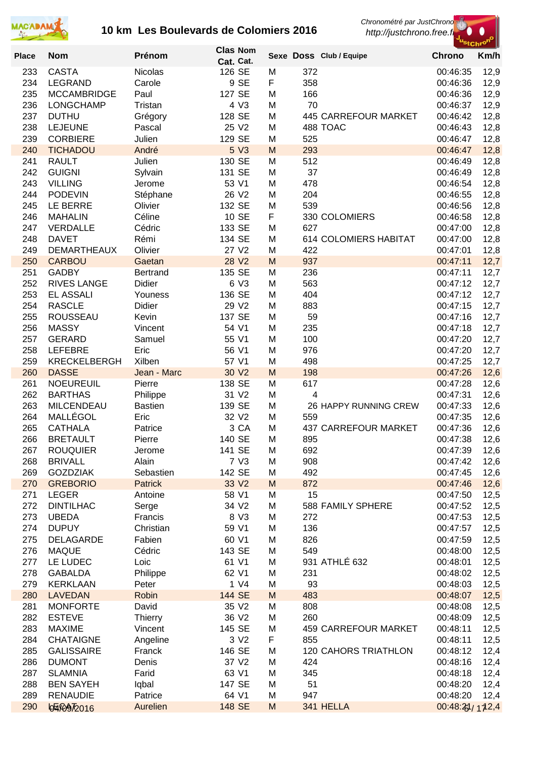# 10 km Les Boulevards de Colomiers 2016

*Chronométré par JustChrono*
*http://justchrono.free.fr*

| Place | Nom | Prénom | Clas Cat. | Nom Cat. | Sexe | Doss | Club / Equipe | Chrono | Km/h |
|---|---|---|---|---|---|---|---|---|---|
| 233 | CASTA | Nicolas | 126 | SE | M | 372 | | 00:46:35 | 12,9 |
| 234 | LEGRAND | Carole | 9 | SE | F | 358 | | 00:46:36 | 12,9 |
| 235 | MCCAMBRIDGE | Paul | 127 | SE | M | 166 | | 00:46:36 | 12,9 |
| 236 | LONGCHAMP | Tristan | 4 | V3 | M | 70 | | 00:46:37 | 12,9 |
| 237 | DUTHU | Grégory | 128 | SE | M | 445 | CARREFOUR MARKET | 00:46:42 | 12,8 |
| 238 | LEJEUNE | Pascal | 25 | V2 | M | 488 | TOAC | 00:46:43 | 12,8 |
| 239 | CORBIERE | Julien | 129 | SE | M | 525 | | 00:46:47 | 12,8 |
| 240 | TICHADOU | André | 5 | V3 | M | 293 | | 00:46:47 | 12,8 |
| 241 | RAULT | Julien | 130 | SE | M | 512 | | 00:46:49 | 12,8 |
| 242 | GUIGNI | Sylvain | 131 | SE | M | 37 | | 00:46:49 | 12,8 |
| 243 | VILLING | Jerome | 53 | V1 | M | 478 | | 00:46:54 | 12,8 |
| 244 | PODEVIN | Stéphane | 26 | V2 | M | 204 | | 00:46:55 | 12,8 |
| 245 | LE BERRE | Olivier | 132 | SE | M | 539 | | 00:46:56 | 12,8 |
| 246 | MAHALIN | Céline | 10 | SE | F | 330 | COLOMIERS | 00:46:58 | 12,8 |
| 247 | VERDALLE | Cédric | 133 | SE | M | 627 | | 00:47:00 | 12,8 |
| 248 | DAVET | Rémi | 134 | SE | M | 614 | COLOMIERS HABITAT | 00:47:00 | 12,8 |
| 249 | DEMARTHEAUX | Olivier | 27 | V2 | M | 422 | | 00:47:01 | 12,8 |
| 250 | CARBOU | Gaetan | 28 | V2 | M | 937 | | 00:47:11 | 12,7 |
| 251 | GADBY | Bertrand | 135 | SE | M | 236 | | 00:47:11 | 12,7 |
| 252 | RIVES LANGE | Didier | 6 | V3 | M | 563 | | 00:47:12 | 12,7 |
| 253 | EL ASSALI | Youness | 136 | SE | M | 404 | | 00:47:12 | 12,7 |
| 254 | RASCLE | Didier | 29 | V2 | M | 883 | | 00:47:15 | 12,7 |
| 255 | ROUSSEAU | Kevin | 137 | SE | M | 59 | | 00:47:16 | 12,7 |
| 256 | MASSY | Vincent | 54 | V1 | M | 235 | | 00:47:18 | 12,7 |
| 257 | GERARD | Samuel | 55 | V1 | M | 100 | | 00:47:20 | 12,7 |
| 258 | LEFEBRE | Eric | 56 | V1 | M | 976 | | 00:47:20 | 12,7 |
| 259 | KRECKELBERGH | Xilben | 57 | V1 | M | 498 | | 00:47:25 | 12,7 |
| 260 | DASSE | Jean - Marc | 30 | V2 | M | 198 | | 00:47:26 | 12,6 |
| 261 | NOEUREUIL | Pierre | 138 | SE | M | 617 | | 00:47:28 | 12,6 |
| 262 | BARTHAS | Philippe | 31 | V2 | M | 4 | | 00:47:31 | 12,6 |
| 263 | MILCENDEAU | Bastien | 139 | SE | M | 26 | HAPPY RUNNING CREW | 00:47:33 | 12,6 |
| 264 | MALLÉGOL | Eric | 32 | V2 | M | 559 | | 00:47:35 | 12,6 |
| 265 | CATHALA | Patrice | 3 | CA | M | 437 | CARREFOUR MARKET | 00:47:36 | 12,6 |
| 266 | BRETAULT | Pierre | 140 | SE | M | 895 | | 00:47:38 | 12,6 |
| 267 | ROUQUIER | Jerome | 141 | SE | M | 692 | | 00:47:39 | 12,6 |
| 268 | BRIVALL | Alain | 7 | V3 | M | 908 | | 00:47:42 | 12,6 |
| 269 | GOZDZIAK | Sebastien | 142 | SE | M | 492 | | 00:47:45 | 12,6 |
| 270 | GREBORIO | Patrick | 33 | V2 | M | 872 | | 00:47:46 | 12,6 |
| 271 | LEGER | Antoine | 58 | V1 | M | 15 | | 00:47:50 | 12,5 |
| 272 | DINTILHAC | Serge | 34 | V2 | M | 588 | FAMILY SPHERE | 00:47:52 | 12,5 |
| 273 | UBEDA | Francis | 8 | V3 | M | 272 | | 00:47:53 | 12,5 |
| 274 | DUPUY | Christian | 59 | V1 | M | 136 | | 00:47:57 | 12,5 |
| 275 | DELAGARDE | Fabien | 60 | V1 | M | 826 | | 00:47:59 | 12,5 |
| 276 | MAQUE | Cédric | 143 | SE | M | 549 | | 00:48:00 | 12,5 |
| 277 | LE LUDEC | Loic | 61 | V1 | M | 931 | ATHLÉ 632 | 00:48:01 | 12,5 |
| 278 | GABALDA | Philippe | 62 | V1 | M | 231 | | 00:48:02 | 12,5 |
| 279 | KERKLAAN | Peter | 1 | V4 | M | 93 | | 00:48:03 | 12,5 |
| 280 | LAVEDAN | Robin | 144 | SE | M | 483 | | 00:48:07 | 12,5 |
| 281 | MONFORTE | David | 35 | V2 | M | 808 | | 00:48:08 | 12,5 |
| 282 | ESTEVE | Thierry | 36 | V2 | M | 260 | | 00:48:09 | 12,5 |
| 283 | MAXIME | Vincent | 145 | SE | M | 459 | CARREFOUR MARKET | 00:48:11 | 12,5 |
| 284 | CHATAIGNE | Angeline | 3 | V2 | F | 855 | | 00:48:11 | 12,5 |
| 285 | GALISSAIRE | Franck | 146 | SE | M | 120 | CAHORS TRIATHLON | 00:48:12 | 12,4 |
| 286 | DUMONT | Denis | 37 | V2 | M | 424 | | 00:48:16 | 12,4 |
| 287 | SLAMNIA | Farid | 63 | V1 | M | 345 | | 00:48:18 | 12,4 |
| 288 | BEN SAYEH | Iqbal | 147 | SE | M | 51 | | 00:48:20 | 12,4 |
| 289 | RENAUDIE | Patrice | 64 | V1 | M | 947 | | 00:48:20 | 12,4 |
| 290 | LECAT | Aurelien | 148 | SE | M | 341 | HELLA | 00:48:21 | 12,4 |

04/09/2016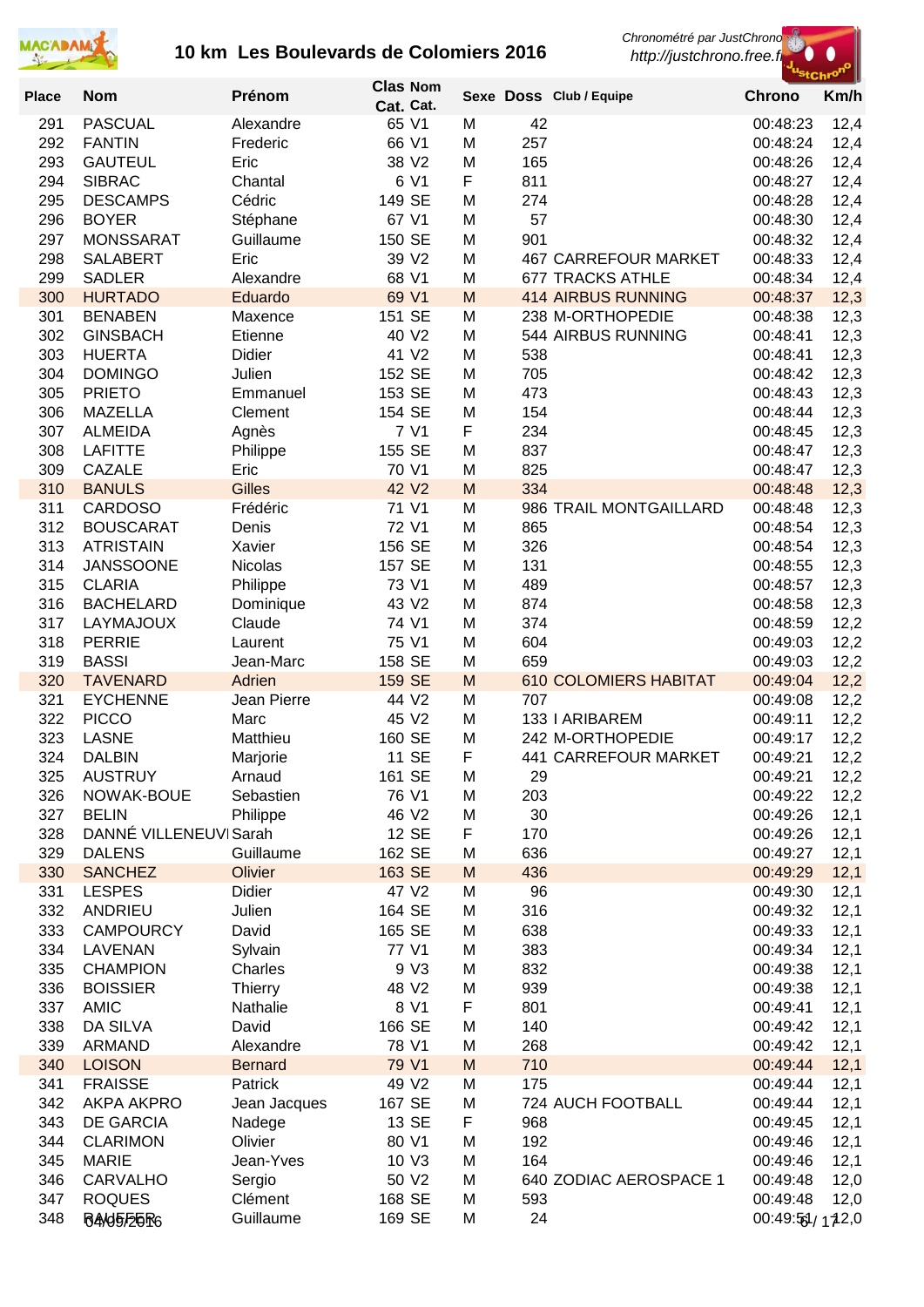# 10 km Les Boulevards de Colomiers 2016

*Chronométré par JustChrono*
*http://justchrono.free.fr*

| Place | Nom | Prénom | Clas Cat. | Nom Cat. | Sexe | Doss | Club / Equipe | Chrono | Km/h |
|---|---|---|---|---|---|---|---|---|---|
| 291 | PASCUAL | Alexandre | 65 | V1 | M | 42 | | 00:48:23 | 12,4 |
| 292 | FANTIN | Frederic | 66 | V1 | M | 257 | | 00:48:24 | 12,4 |
| 293 | GAUTEUL | Eric | 38 | V2 | M | 165 | | 00:48:26 | 12,4 |
| 294 | SIBRAC | Chantal | 6 | V1 | F | 811 | | 00:48:27 | 12,4 |
| 295 | DESCAMPS | Cédric | 149 | SE | M | 274 | | 00:48:28 | 12,4 |
| 296 | BOYER | Stéphane | 67 | V1 | M | 57 | | 00:48:30 | 12,4 |
| 297 | MONSSARAT | Guillaume | 150 | SE | M | 901 | | 00:48:32 | 12,4 |
| 298 | SALABERT | Eric | 39 | V2 | M | 467 | CARREFOUR MARKET | 00:48:33 | 12,4 |
| 299 | SADLER | Alexandre | 68 | V1 | M | 677 | TRACKS ATHLE | 00:48:34 | 12,4 |
| 300 | HURTADO | Eduardo | 69 | V1 | M | 414 | AIRBUS RUNNING | 00:48:37 | 12,3 |
| 301 | BENABEN | Maxence | 151 | SE | M | 238 | M-ORTHOPEDIE | 00:48:38 | 12,3 |
| 302 | GINSBACH | Etienne | 40 | V2 | M | 544 | AIRBUS RUNNING | 00:48:41 | 12,3 |
| 303 | HUERTA | Didier | 41 | V2 | M | 538 | | 00:48:41 | 12,3 |
| 304 | DOMINGO | Julien | 152 | SE | M | 705 | | 00:48:42 | 12,3 |
| 305 | PRIETO | Emmanuel | 153 | SE | M | 473 | | 00:48:43 | 12,3 |
| 306 | MAZELLA | Clement | 154 | SE | M | 154 | | 00:48:44 | 12,3 |
| 307 | ALMEIDA | Agnès | 7 | V1 | F | 234 | | 00:48:45 | 12,3 |
| 308 | LAFITTE | Philippe | 155 | SE | M | 837 | | 00:48:47 | 12,3 |
| 309 | CAZALE | Eric | 70 | V1 | M | 825 | | 00:48:47 | 12,3 |
| 310 | BANULS | Gilles | 42 | V2 | M | 334 | | 00:48:48 | 12,3 |
| 311 | CARDOSO | Frédéric | 71 | V1 | M | 986 | TRAIL MONTGAILLARD | 00:48:48 | 12,3 |
| 312 | BOUSCARAT | Denis | 72 | V1 | M | 865 | | 00:48:54 | 12,3 |
| 313 | ATRISTAIN | Xavier | 156 | SE | M | 326 | | 00:48:54 | 12,3 |
| 314 | JANSSOONE | Nicolas | 157 | SE | M | 131 | | 00:48:55 | 12,3 |
| 315 | CLARIA | Philippe | 73 | V1 | M | 489 | | 00:48:57 | 12,3 |
| 316 | BACHELARD | Dominique | 43 | V2 | M | 874 | | 00:48:58 | 12,3 |
| 317 | LAYMAJOUX | Claude | 74 | V1 | M | 374 | | 00:48:59 | 12,2 |
| 318 | PERRIE | Laurent | 75 | V1 | M | 604 | | 00:49:03 | 12,2 |
| 319 | BASSI | Jean-Marc | 158 | SE | M | 659 | | 00:49:03 | 12,2 |
| 320 | TAVENARD | Adrien | 159 | SE | M | 610 | COLOMIERS HABITAT | 00:49:04 | 12,2 |
| 321 | EYCHENNE | Jean Pierre | 44 | V2 | M | 707 | | 00:49:08 | 12,2 |
| 322 | PICCO | Marc | 45 | V2 | M | 133 | I ARIBAREM | 00:49:11 | 12,2 |
| 323 | LASNE | Matthieu | 160 | SE | M | 242 | M-ORTHOPEDIE | 00:49:17 | 12,2 |
| 324 | DALBIN | Marjorie | 11 | SE | F | 441 | CARREFOUR MARKET | 00:49:21 | 12,2 |
| 325 | AUSTRUY | Arnaud | 161 | SE | M | 29 | | 00:49:21 | 12,2 |
| 326 | NOWAK-BOUE | Sebastien | 76 | V1 | M | 203 | | 00:49:22 | 12,2 |
| 327 | BELIN | Philippe | 46 | V2 | M | 30 | | 00:49:26 | 12,1 |
| 328 | DANNÉ VILLENEUVI | Sarah | 12 | SE | F | 170 | | 00:49:26 | 12,1 |
| 329 | DALENS | Guillaume | 162 | SE | M | 636 | | 00:49:27 | 12,1 |
| 330 | SANCHEZ | Olivier | 163 | SE | M | 436 | | 00:49:29 | 12,1 |
| 331 | LESPES | Didier | 47 | V2 | M | 96 | | 00:49:30 | 12,1 |
| 332 | ANDRIEU | Julien | 164 | SE | M | 316 | | 00:49:32 | 12,1 |
| 333 | CAMPOURCY | David | 165 | SE | M | 638 | | 00:49:33 | 12,1 |
| 334 | LAVENAN | Sylvain | 77 | V1 | M | 383 | | 00:49:34 | 12,1 |
| 335 | CHAMPION | Charles | 9 | V3 | M | 832 | | 00:49:38 | 12,1 |
| 336 | BOISSIER | Thierry | 48 | V2 | M | 939 | | 00:49:38 | 12,1 |
| 337 | AMIC | Nathalie | 8 | V1 | F | 801 | | 00:49:41 | 12,1 |
| 338 | DA SILVA | David | 166 | SE | M | 140 | | 00:49:42 | 12,1 |
| 339 | ARMAND | Alexandre | 78 | V1 | M | 268 | | 00:49:42 | 12,1 |
| 340 | LOISON | Bernard | 79 | V1 | M | 710 | | 00:49:44 | 12,1 |
| 341 | FRAISSE | Patrick | 49 | V2 | M | 175 | | 00:49:44 | 12,1 |
| 342 | AKPA AKPRO | Jean Jacques | 167 | SE | M | 724 | AUCH FOOTBALL | 00:49:44 | 12,1 |
| 343 | DE GARCIA | Nadege | 13 | SE | F | 968 | | 00:49:45 | 12,1 |
| 344 | CLARIMON | Olivier | 80 | V1 | M | 192 | | 00:49:46 | 12,1 |
| 345 | MARIE | Jean-Yves | 10 | V3 | M | 164 | | 00:49:46 | 12,1 |
| 346 | CARVALHO | Sergio | 50 | V2 | M | 640 | ZODIAC AEROSPACE 1 | 00:49:48 | 12,0 |
| 347 | ROQUES | Clément | 168 | SE | M | 593 | | 00:49:48 | 12,0 |
| 348 | BAUFFE | Guillaume | 169 | SE | M | 24 | | 00:49:51 | 12,0 |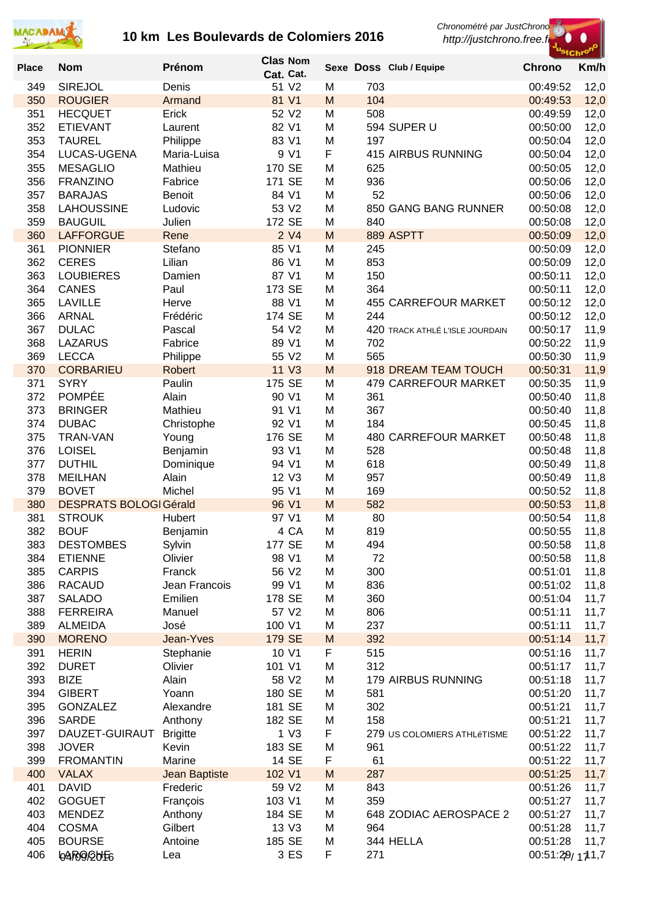# 10 km Les Boulevards de Colomiers 2016

Chronométré par JustChrono
http://justchrono.free.fr

| Place | Nom | Prénom | Clas Cat. | Nom Cat. | Sexe | Doss | Club / Equipe | Chrono | Km/h |
|---|---|---|---|---|---|---|---|---|---|
| 349 | SIREJOL | Denis | 51 | V2 | M | 703 | | 00:49:52 | 12,0 |
| 350 | ROUGIER | Armand | 81 | V1 | M | 104 | | 00:49:53 | 12,0 |
| 351 | HECQUET | Erick | 52 | V2 | M | 508 | | 00:49:59 | 12,0 |
| 352 | ETIEVANT | Laurent | 82 | V1 | M | 594 | SUPER U | 00:50:00 | 12,0 |
| 353 | TAUREL | Philippe | 83 | V1 | M | 197 | | 00:50:04 | 12,0 |
| 354 | LUCAS-UGENA | Maria-Luisa | 9 | V1 | F | 415 | AIRBUS RUNNING | 00:50:04 | 12,0 |
| 355 | MESAGLIO | Mathieu | 170 | SE | M | 625 | | 00:50:05 | 12,0 |
| 356 | FRANZINO | Fabrice | 171 | SE | M | 936 | | 00:50:06 | 12,0 |
| 357 | BARAJAS | Benoit | 84 | V1 | M | 52 | | 00:50:06 | 12,0 |
| 358 | LAHOUSSINE | Ludovic | 53 | V2 | M | 850 | GANG BANG RUNNER | 00:50:08 | 12,0 |
| 359 | BAUGUIL | Julien | 172 | SE | M | 840 | | 00:50:08 | 12,0 |
| 360 | LAFFORGUE | Rene | 2 | V4 | M | 889 | ASPTT | 00:50:09 | 12,0 |
| 361 | PIONNIER | Stefano | 85 | V1 | M | 245 | | 00:50:09 | 12,0 |
| 362 | CERES | Lilian | 86 | V1 | M | 853 | | 00:50:09 | 12,0 |
| 363 | LOUBIERES | Damien | 87 | V1 | M | 150 | | 00:50:11 | 12,0 |
| 364 | CANES | Paul | 173 | SE | M | 364 | | 00:50:11 | 12,0 |
| 365 | LAVILLE | Herve | 88 | V1 | M | 455 | CARREFOUR MARKET | 00:50:12 | 12,0 |
| 366 | ARNAL | Frédéric | 174 | SE | M | 244 | | 00:50:12 | 12,0 |
| 367 | DULAC | Pascal | 54 | V2 | M | 420 | TRACK ATHLÉ L'ISLE JOURDAIN | 00:50:17 | 11,9 |
| 368 | LAZARUS | Fabrice | 89 | V1 | M | 702 | | 00:50:22 | 11,9 |
| 369 | LECCA | Philippe | 55 | V2 | M | 565 | | 00:50:30 | 11,9 |
| 370 | CORBARIEU | Robert | 11 | V3 | M | 918 | DREAM TEAM TOUCH | 00:50:31 | 11,9 |
| 371 | SYRY | Paulin | 175 | SE | M | 479 | CARREFOUR MARKET | 00:50:35 | 11,9 |
| 372 | POMPÉE | Alain | 90 | V1 | M | 361 | | 00:50:40 | 11,8 |
| 373 | BRINGER | Mathieu | 91 | V1 | M | 367 | | 00:50:40 | 11,8 |
| 374 | DUBAC | Christophe | 92 | V1 | M | 184 | | 00:50:45 | 11,8 |
| 375 | TRAN-VAN | Young | 176 | SE | M | 480 | CARREFOUR MARKET | 00:50:48 | 11,8 |
| 376 | LOISEL | Benjamin | 93 | V1 | M | 528 | | 00:50:48 | 11,8 |
| 377 | DUTHIL | Dominique | 94 | V1 | M | 618 | | 00:50:49 | 11,8 |
| 378 | MEILHAN | Alain | 12 | V3 | M | 957 | | 00:50:49 | 11,8 |
| 379 | BOVET | Michel | 95 | V1 | M | 169 | | 00:50:52 | 11,8 |
| 380 | DESPRATS BOLOGI | Gérald | 96 | V1 | M | 582 | | 00:50:53 | 11,8 |
| 381 | STROUK | Hubert | 97 | V1 | M | 80 | | 00:50:54 | 11,8 |
| 382 | BOUF | Benjamin | 4 | CA | M | 819 | | 00:50:55 | 11,8 |
| 383 | DESTOMBES | Sylvin | 177 | SE | M | 494 | | 00:50:58 | 11,8 |
| 384 | ETIENNE | Olivier | 98 | V1 | M | 72 | | 00:50:58 | 11,8 |
| 385 | CARPIS | Franck | 56 | V2 | M | 300 | | 00:51:01 | 11,8 |
| 386 | RACAUD | Jean Francois | 99 | V1 | M | 836 | | 00:51:02 | 11,8 |
| 387 | SALADO | Emilien | 178 | SE | M | 360 | | 00:51:04 | 11,7 |
| 388 | FERREIRA | Manuel | 57 | V2 | M | 806 | | 00:51:11 | 11,7 |
| 389 | ALMEIDA | José | 100 | V1 | M | 237 | | 00:51:11 | 11,7 |
| 390 | MORENO | Jean-Yves | 179 | SE | M | 392 | | 00:51:14 | 11,7 |
| 391 | HERIN | Stephanie | 10 | V1 | F | 515 | | 00:51:16 | 11,7 |
| 392 | DURET | Olivier | 101 | V1 | M | 312 | | 00:51:17 | 11,7 |
| 393 | BIZE | Alain | 58 | V2 | M | 179 | AIRBUS RUNNING | 00:51:18 | 11,7 |
| 394 | GIBERT | Yoann | 180 | SE | M | 581 | | 00:51:20 | 11,7 |
| 395 | GONZALEZ | Alexandre | 181 | SE | M | 302 | | 00:51:21 | 11,7 |
| 396 | SARDE | Anthony | 182 | SE | M | 158 | | 00:51:21 | 11,7 |
| 397 | DAUZET-GUIRAUT | Brigitte | 1 | V3 | F | 279 | US COLOMIERS ATHLéTISME | 00:51:22 | 11,7 |
| 398 | JOVER | Kevin | 183 | SE | M | 961 | | 00:51:22 | 11,7 |
| 399 | FROMANTIN | Marine | 14 | SE | F | 61 | | 00:51:22 | 11,7 |
| 400 | VALAX | Jean Baptiste | 102 | V1 | M | 287 | | 00:51:25 | 11,7 |
| 401 | DAVID | Frederic | 59 | V2 | M | 843 | | 00:51:26 | 11,7 |
| 402 | GOGUET | François | 103 | V1 | M | 359 | | 00:51:27 | 11,7 |
| 403 | MENDEZ | Anthony | 184 | SE | M | 648 | ZODIAC AEROSPACE 2 | 00:51:27 | 11,7 |
| 404 | COSMA | Gilbert | 13 | V3 | M | 964 | | 00:51:28 | 11,7 |
| 405 | BOURSE | Antoine | 185 | SE | M | 344 | HELLA | 00:51:28 | 11,7 |
| 406 | LAROCHE | Lea | 3 | ES | F | 271 | | 00:51:29 | 11,7 |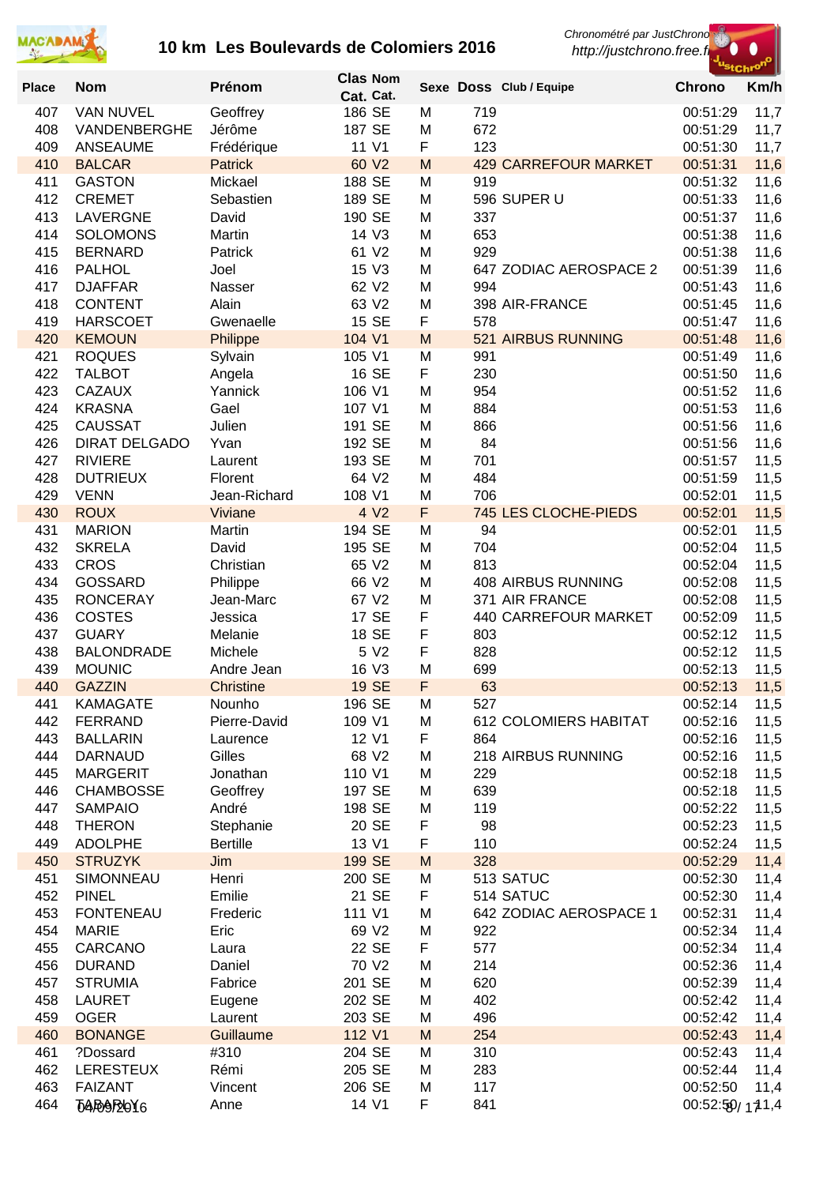# 10 km Les Boulevards de Colomiers 2016

*Chronométré par JustChrono*
*http://justchrono.free.fr*

| Place | Nom | Prénom | Clas Cat. | Nom Cat. | Sexe | Doss | Club / Equipe | Chrono | Km/h |
|---|---|---|---|---|---|---|---|---|---|
| 407 | VAN NUVEL | Geoffrey | 186 | SE | M | 719 | | 00:51:29 | 11,7 |
| 408 | VANDENBERGHE | Jérôme | 187 | SE | M | 672 | | 00:51:29 | 11,7 |
| 409 | ANSEAUME | Frédérique | 11 | V1 | F | 123 | | 00:51:30 | 11,7 |
| 410 | BALCAR | Patrick | 60 | V2 | M | 429 | CARREFOUR MARKET | 00:51:31 | 11,6 |
| 411 | GASTON | Mickael | 188 | SE | M | 919 | | 00:51:32 | 11,6 |
| 412 | CREMET | Sebastien | 189 | SE | M | 596 | SUPER U | 00:51:33 | 11,6 |
| 413 | LAVERGNE | David | 190 | SE | M | 337 | | 00:51:37 | 11,6 |
| 414 | SOLOMONS | Martin | 14 | V3 | M | 653 | | 00:51:38 | 11,6 |
| 415 | BERNARD | Patrick | 61 | V2 | M | 929 | | 00:51:38 | 11,6 |
| 416 | PALHOL | Joel | 15 | V3 | M | 647 | ZODIAC AEROSPACE 2 | 00:51:39 | 11,6 |
| 417 | DJAFFAR | Nasser | 62 | V2 | M | 994 | | 00:51:43 | 11,6 |
| 418 | CONTENT | Alain | 63 | V2 | M | 398 | AIR-FRANCE | 00:51:45 | 11,6 |
| 419 | HARSCOET | Gwenaelle | 15 | SE | F | 578 | | 00:51:47 | 11,6 |
| 420 | KEMOUN | Philippe | 104 | V1 | M | 521 | AIRBUS RUNNING | 00:51:48 | 11,6 |
| 421 | ROQUES | Sylvain | 105 | V1 | M | 991 | | 00:51:49 | 11,6 |
| 422 | TALBOT | Angela | 16 | SE | F | 230 | | 00:51:50 | 11,6 |
| 423 | CAZAUX | Yannick | 106 | V1 | M | 954 | | 00:51:52 | 11,6 |
| 424 | KRASNA | Gael | 107 | V1 | M | 884 | | 00:51:53 | 11,6 |
| 425 | CAUSSAT | Julien | 191 | SE | M | 866 | | 00:51:56 | 11,6 |
| 426 | DIRAT DELGADO | Yvan | 192 | SE | M | 84 | | 00:51:56 | 11,6 |
| 427 | RIVIERE | Laurent | 193 | SE | M | 701 | | 00:51:57 | 11,5 |
| 428 | DUTRIEUX | Florent | 64 | V2 | M | 484 | | 00:51:59 | 11,5 |
| 429 | VENN | Jean-Richard | 108 | V1 | M | 706 | | 00:52:01 | 11,5 |
| 430 | ROUX | Viviane | 4 | V2 | F | 745 | LES CLOCHE-PIEDS | 00:52:01 | 11,5 |
| 431 | MARION | Martin | 194 | SE | M | 94 | | 00:52:01 | 11,5 |
| 432 | SKRELA | David | 195 | SE | M | 704 | | 00:52:04 | 11,5 |
| 433 | CROS | Christian | 65 | V2 | M | 813 | | 00:52:04 | 11,5 |
| 434 | GOSSARD | Philippe | 66 | V2 | M | 408 | AIRBUS RUNNING | 00:52:08 | 11,5 |
| 435 | RONCERAY | Jean-Marc | 67 | V2 | M | 371 | AIR FRANCE | 00:52:08 | 11,5 |
| 436 | COSTES | Jessica | 17 | SE | F | 440 | CARREFOUR MARKET | 00:52:09 | 11,5 |
| 437 | GUARY | Melanie | 18 | SE | F | 803 | | 00:52:12 | 11,5 |
| 438 | BALONDRADE | Michele | 5 | V2 | F | 828 | | 00:52:12 | 11,5 |
| 439 | MOUNIC | Andre Jean | 16 | V3 | M | 699 | | 00:52:13 | 11,5 |
| 440 | GAZZIN | Christine | 19 | SE | F | 63 | | 00:52:13 | 11,5 |
| 441 | KAMAGATE | Nounho | 196 | SE | M | 527 | | 00:52:14 | 11,5 |
| 442 | FERRAND | Pierre-David | 109 | V1 | M | 612 | COLOMIERS HABITAT | 00:52:16 | 11,5 |
| 443 | BALLARIN | Laurence | 12 | V1 | F | 864 | | 00:52:16 | 11,5 |
| 444 | DARNAUD | Gilles | 68 | V2 | M | 218 | AIRBUS RUNNING | 00:52:16 | 11,5 |
| 445 | MARGERIT | Jonathan | 110 | V1 | M | 229 | | 00:52:18 | 11,5 |
| 446 | CHAMBOSSE | Geoffrey | 197 | SE | M | 639 | | 00:52:18 | 11,5 |
| 447 | SAMPAIO | André | 198 | SE | M | 119 | | 00:52:22 | 11,5 |
| 448 | THERON | Stephanie | 20 | SE | F | 98 | | 00:52:23 | 11,5 |
| 449 | ADOLPHE | Bertille | 13 | V1 | F | 110 | | 00:52:24 | 11,5 |
| 450 | STRUZYK | Jim | 199 | SE | M | 328 | | 00:52:29 | 11,4 |
| 451 | SIMONNEAU | Henri | 200 | SE | M | 513 | SATUC | 00:52:30 | 11,4 |
| 452 | PINEL | Emilie | 21 | SE | F | 514 | SATUC | 00:52:30 | 11,4 |
| 453 | FONTENEAU | Frederic | 111 | V1 | M | 642 | ZODIAC AEROSPACE 1 | 00:52:31 | 11,4 |
| 454 | MARIE | Eric | 69 | V2 | M | 922 | | 00:52:34 | 11,4 |
| 455 | CARCANO | Laura | 22 | SE | F | 577 | | 00:52:34 | 11,4 |
| 456 | DURAND | Daniel | 70 | V2 | M | 214 | | 00:52:36 | 11,4 |
| 457 | STRUMIA | Fabrice | 201 | SE | M | 620 | | 00:52:39 | 11,4 |
| 458 | LAURET | Eugene | 202 | SE | M | 402 | | 00:52:42 | 11,4 |
| 459 | OGER | Laurent | 203 | SE | M | 496 | | 00:52:42 | 11,4 |
| 460 | BONANGE | Guillaume | 112 | V1 | M | 254 | | 00:52:43 | 11,4 |
| 461 | ?Dossard | #310 | 204 | SE | M | 310 | | 00:52:43 | 11,4 |
| 462 | LERESTEUX | Rémi | 205 | SE | M | 283 | | 00:52:44 | 11,4 |
| 463 | FAIZANT | Vincent | 206 | SE | M | 117 | | 00:52:50 | 11,4 |
| 464 | TABARLY | Anne | 14 | V1 | F | 841 | | 00:52:50 | 11,4 |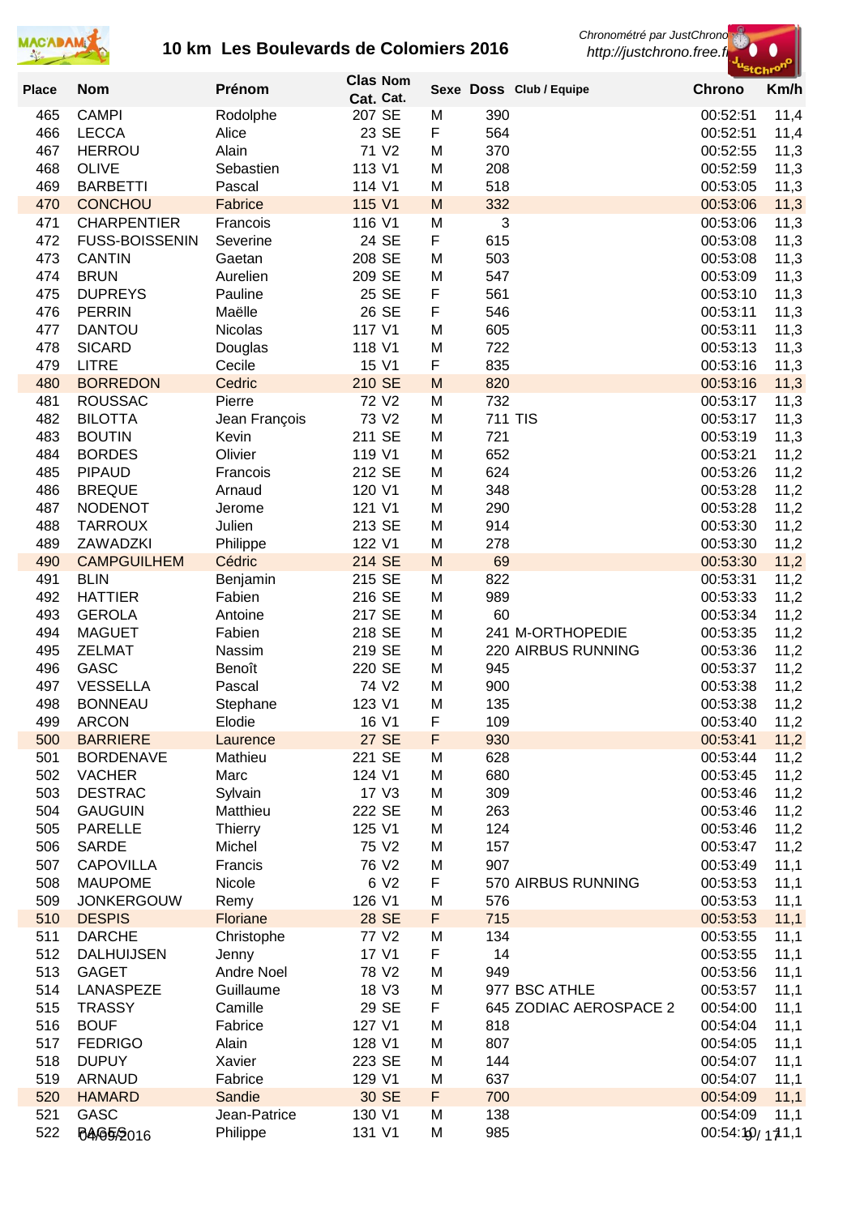# 10 km Les Boulevards de Colomiers 2016

*Chronométré par JustChrono*
*http://justchrono.free.fr*

| Place | Nom | Prénom | Clas Cat. | Nom Cat. | Sexe | Doss | Club / Equipe | Chrono | Km/h |
|---|---|---|---|---|---|---|---|---|---|
| 465 | CAMPI | Rodolphe | 207 | SE | M | 390 | | 00:52:51 | 11,4 |
| 466 | LECCA | Alice | 23 | SE | F | 564 | | 00:52:51 | 11,4 |
| 467 | HERROU | Alain | 71 | V2 | M | 370 | | 00:52:55 | 11,3 |
| 468 | OLIVE | Sebastien | 113 | V1 | M | 208 | | 00:52:59 | 11,3 |
| 469 | BARBETTI | Pascal | 114 | V1 | M | 518 | | 00:53:05 | 11,3 |
| 470 | CONCHOU | Fabrice | 115 | V1 | M | 332 | | 00:53:06 | 11,3 |
| 471 | CHARPENTIER | Francois | 116 | V1 | M | 3 | | 00:53:06 | 11,3 |
| 472 | FUSS-BOISSENIN | Severine | 24 | SE | F | 615 | | 00:53:08 | 11,3 |
| 473 | CANTIN | Gaetan | 208 | SE | M | 503 | | 00:53:08 | 11,3 |
| 474 | BRUN | Aurelien | 209 | SE | M | 547 | | 00:53:09 | 11,3 |
| 475 | DUPREYS | Pauline | 25 | SE | F | 561 | | 00:53:10 | 11,3 |
| 476 | PERRIN | Maëlle | 26 | SE | F | 546 | | 00:53:11 | 11,3 |
| 477 | DANTOU | Nicolas | 117 | V1 | M | 605 | | 00:53:11 | 11,3 |
| 478 | SICARD | Douglas | 118 | V1 | M | 722 | | 00:53:13 | 11,3 |
| 479 | LITRE | Cecile | 15 | V1 | F | 835 | | 00:53:16 | 11,3 |
| 480 | BORREDON | Cedric | 210 | SE | M | 820 | | 00:53:16 | 11,3 |
| 481 | ROUSSAC | Pierre | 72 | V2 | M | 732 | | 00:53:17 | 11,3 |
| 482 | BILOTTA | Jean François | 73 | V2 | M | 711 | TIS | 00:53:17 | 11,3 |
| 483 | BOUTIN | Kevin | 211 | SE | M | 721 | | 00:53:19 | 11,3 |
| 484 | BORDES | Olivier | 119 | V1 | M | 652 | | 00:53:21 | 11,2 |
| 485 | PIPAUD | Francois | 212 | SE | M | 624 | | 00:53:26 | 11,2 |
| 486 | BREQUE | Arnaud | 120 | V1 | M | 348 | | 00:53:28 | 11,2 |
| 487 | NODENOT | Jerome | 121 | V1 | M | 290 | | 00:53:28 | 11,2 |
| 488 | TARROUX | Julien | 213 | SE | M | 914 | | 00:53:30 | 11,2 |
| 489 | ZAWADZKI | Philippe | 122 | V1 | M | 278 | | 00:53:30 | 11,2 |
| 490 | CAMPGUILHEM | Cédric | 214 | SE | M | 69 | | 00:53:30 | 11,2 |
| 491 | BLIN | Benjamin | 215 | SE | M | 822 | | 00:53:31 | 11,2 |
| 492 | HATTIER | Fabien | 216 | SE | M | 989 | | 00:53:33 | 11,2 |
| 493 | GEROLA | Antoine | 217 | SE | M | 60 | | 00:53:34 | 11,2 |
| 494 | MAGUET | Fabien | 218 | SE | M | 241 | M-ORTHOPEDIE | 00:53:35 | 11,2 |
| 495 | ZELMAT | Nassim | 219 | SE | M | 220 | AIRBUS RUNNING | 00:53:36 | 11,2 |
| 496 | GASC | Benoît | 220 | SE | M | 945 | | 00:53:37 | 11,2 |
| 497 | VESSELLA | Pascal | 74 | V2 | M | 900 | | 00:53:38 | 11,2 |
| 498 | BONNEAU | Stephane | 123 | V1 | M | 135 | | 00:53:38 | 11,2 |
| 499 | ARCON | Elodie | 16 | V1 | F | 109 | | 00:53:40 | 11,2 |
| 500 | BARRIERE | Laurence | 27 | SE | F | 930 | | 00:53:41 | 11,2 |
| 501 | BORDENAVE | Mathieu | 221 | SE | M | 628 | | 00:53:44 | 11,2 |
| 502 | VACHER | Marc | 124 | V1 | M | 680 | | 00:53:45 | 11,2 |
| 503 | DESTRAC | Sylvain | 17 | V3 | M | 309 | | 00:53:46 | 11,2 |
| 504 | GAUGUIN | Matthieu | 222 | SE | M | 263 | | 00:53:46 | 11,2 |
| 505 | PARELLE | Thierry | 125 | V1 | M | 124 | | 00:53:46 | 11,2 |
| 506 | SARDE | Michel | 75 | V2 | M | 157 | | 00:53:47 | 11,2 |
| 507 | CAPOVILLA | Francis | 76 | V2 | M | 907 | | 00:53:49 | 11,1 |
| 508 | MAUPOME | Nicole | 6 | V2 | F | 570 | AIRBUS RUNNING | 00:53:53 | 11,1 |
| 509 | JONKERGOUW | Remy | 126 | V1 | M | 576 | | 00:53:53 | 11,1 |
| 510 | DESPIS | Floriane | 28 | SE | F | 715 | | 00:53:53 | 11,1 |
| 511 | DARCHE | Christophe | 77 | V2 | M | 134 | | 00:53:55 | 11,1 |
| 512 | DALHUIJSEN | Jenny | 17 | V1 | F | 14 | | 00:53:55 | 11,1 |
| 513 | GAGET | Andre Noel | 78 | V2 | M | 949 | | 00:53:56 | 11,1 |
| 514 | LANASPEZE | Guillaume | 18 | V3 | M | 977 | BSC ATHLE | 00:53:57 | 11,1 |
| 515 | TRASSY | Camille | 29 | SE | F | 645 | ZODIAC AEROSPACE 2 | 00:54:00 | 11,1 |
| 516 | BOUF | Fabrice | 127 | V1 | M | 818 | | 00:54:04 | 11,1 |
| 517 | FEDRIGO | Alain | 128 | V1 | M | 807 | | 00:54:05 | 11,1 |
| 518 | DUPUY | Xavier | 223 | SE | M | 144 | | 00:54:07 | 11,1 |
| 519 | ARNAUD | Fabrice | 129 | V1 | M | 637 | | 00:54:07 | 11,1 |
| 520 | HAMARD | Sandie | 30 | SE | F | 700 | | 00:54:09 | 11,1 |
| 521 | GASC | Jean-Patrice | 130 | V1 | M | 138 | | 00:54:09 | 11,1 |
| 522 | BAGES | Philippe | 131 | V1 | M | 985 | | 00:54:10 | 11,1 |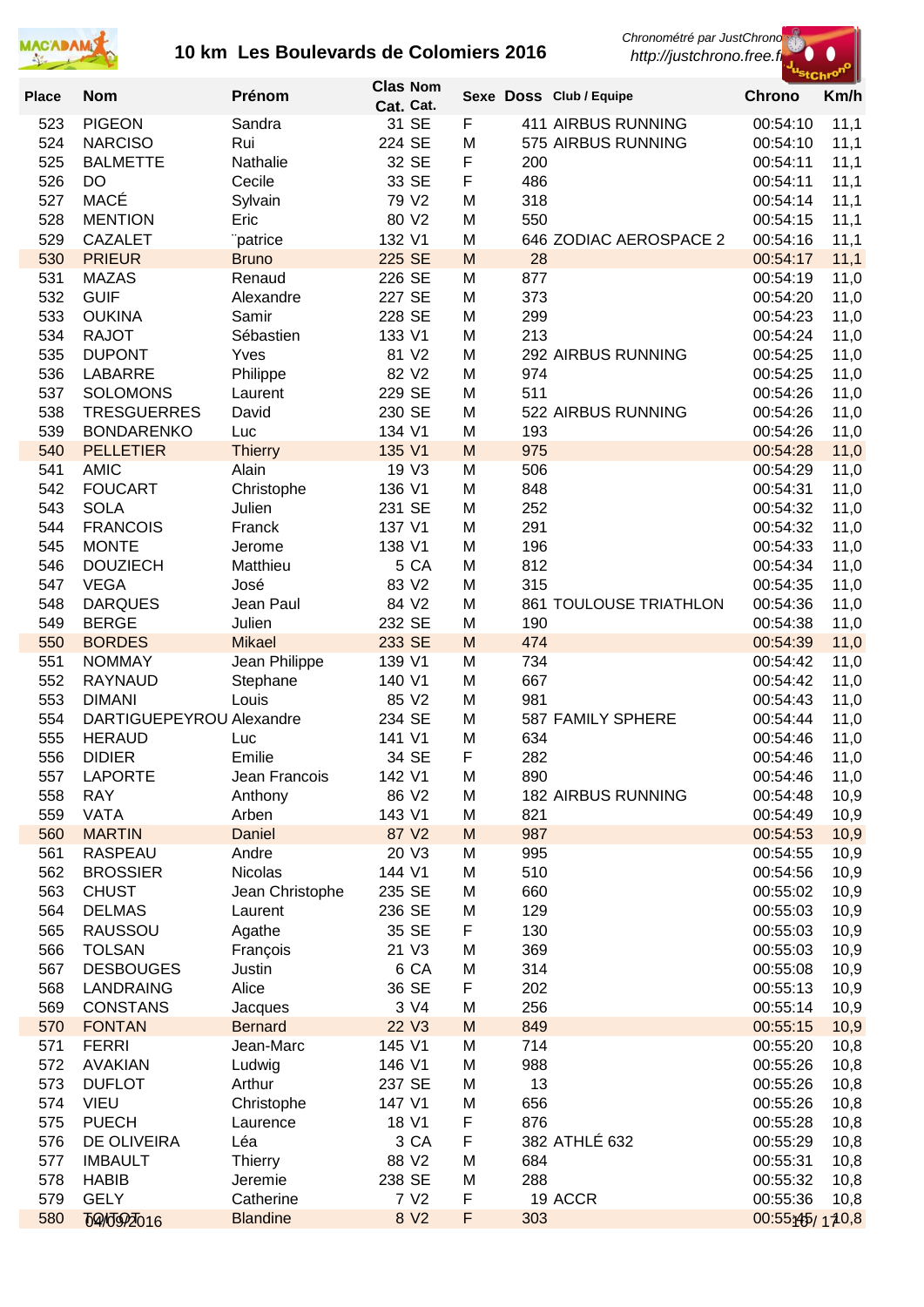# 10 km Les Boulevards de Colomiers 2016

*Chronométré par JustChrono*
*http://justchrono.free.fr*

| Place | Nom | Prénom | Clas Cat. | Nom Cat. | Sexe | Doss | Club / Equipe | Chrono | Km/h |
|---|---|---|---|---|---|---|---|---|---|
| 523 | PIGEON | Sandra | 31 | SE | F | 411 | AIRBUS RUNNING | 00:54:10 | 11,1 |
| 524 | NARCISO | Rui | 224 | SE | M | 575 | AIRBUS RUNNING | 00:54:10 | 11,1 |
| 525 | BALMETTE | Nathalie | 32 | SE | F | 200 | | 00:54:11 | 11,1 |
| 526 | DO | Cecile | 33 | SE | F | 486 | | 00:54:11 | 11,1 |
| 527 | MACÉ | Sylvain | 79 | V2 | M | 318 | | 00:54:14 | 11,1 |
| 528 | MENTION | Eric | 80 | V2 | M | 550 | | 00:54:15 | 11,1 |
| 529 | CAZALET | ¨patrice | 132 | V1 | M | 646 | ZODIAC AEROSPACE 2 | 00:54:16 | 11,1 |
| 530 | PRIEUR | Bruno | 225 | SE | M | 28 | | 00:54:17 | 11,1 |
| 531 | MAZAS | Renaud | 226 | SE | M | 877 | | 00:54:19 | 11,0 |
| 532 | GUIF | Alexandre | 227 | SE | M | 373 | | 00:54:20 | 11,0 |
| 533 | OUKINA | Samir | 228 | SE | M | 299 | | 00:54:23 | 11,0 |
| 534 | RAJOT | Sébastien | 133 | V1 | M | 213 | | 00:54:24 | 11,0 |
| 535 | DUPONT | Yves | 81 | V2 | M | 292 | AIRBUS RUNNING | 00:54:25 | 11,0 |
| 536 | LABARRE | Philippe | 82 | V2 | M | 974 | | 00:54:25 | 11,0 |
| 537 | SOLOMONS | Laurent | 229 | SE | M | 511 | | 00:54:26 | 11,0 |
| 538 | TRESGUERRES | David | 230 | SE | M | 522 | AIRBUS RUNNING | 00:54:26 | 11,0 |
| 539 | BONDARENKO | Luc | 134 | V1 | M | 193 | | 00:54:26 | 11,0 |
| 540 | PELLETIER | Thierry | 135 | V1 | M | 975 | | 00:54:28 | 11,0 |
| 541 | AMIC | Alain | 19 | V3 | M | 506 | | 00:54:29 | 11,0 |
| 542 | FOUCART | Christophe | 136 | V1 | M | 848 | | 00:54:31 | 11,0 |
| 543 | SOLA | Julien | 231 | SE | M | 252 | | 00:54:32 | 11,0 |
| 544 | FRANCOIS | Franck | 137 | V1 | M | 291 | | 00:54:32 | 11,0 |
| 545 | MONTE | Jerome | 138 | V1 | M | 196 | | 00:54:33 | 11,0 |
| 546 | DOUZIECH | Matthieu | 5 | CA | M | 812 | | 00:54:34 | 11,0 |
| 547 | VEGA | José | 83 | V2 | M | 315 | | 00:54:35 | 11,0 |
| 548 | DARQUES | Jean Paul | 84 | V2 | M | 861 | TOULOUSE TRIATHLON | 00:54:36 | 11,0 |
| 549 | BERGE | Julien | 232 | SE | M | 190 | | 00:54:38 | 11,0 |
| 550 | BORDES | Mikael | 233 | SE | M | 474 | | 00:54:39 | 11,0 |
| 551 | NOMMAY | Jean Philippe | 139 | V1 | M | 734 | | 00:54:42 | 11,0 |
| 552 | RAYNAUD | Stephane | 140 | V1 | M | 667 | | 00:54:42 | 11,0 |
| 553 | DIMANI | Louis | 85 | V2 | M | 981 | | 00:54:43 | 11,0 |
| 554 | DARTIGUEPEYROU | Alexandre | 234 | SE | M | 587 | FAMILY SPHERE | 00:54:44 | 11,0 |
| 555 | HERAUD | Luc | 141 | V1 | M | 634 | | 00:54:46 | 11,0 |
| 556 | DIDIER | Emilie | 34 | SE | F | 282 | | 00:54:46 | 11,0 |
| 557 | LAPORTE | Jean Francois | 142 | V1 | M | 890 | | 00:54:46 | 11,0 |
| 558 | RAY | Anthony | 86 | V2 | M | 182 | AIRBUS RUNNING | 00:54:48 | 10,9 |
| 559 | VATA | Arben | 143 | V1 | M | 821 | | 00:54:49 | 10,9 |
| 560 | MARTIN | Daniel | 87 | V2 | M | 987 | | 00:54:53 | 10,9 |
| 561 | RASPEAU | Andre | 20 | V3 | M | 995 | | 00:54:55 | 10,9 |
| 562 | BROSSIER | Nicolas | 144 | V1 | M | 510 | | 00:54:56 | 10,9 |
| 563 | CHUST | Jean Christophe | 235 | SE | M | 660 | | 00:55:02 | 10,9 |
| 564 | DELMAS | Laurent | 236 | SE | M | 129 | | 00:55:03 | 10,9 |
| 565 | RAUSSOU | Agathe | 35 | SE | F | 130 | | 00:55:03 | 10,9 |
| 566 | TOLSAN | François | 21 | V3 | M | 369 | | 00:55:03 | 10,9 |
| 567 | DESBOUGES | Justin | 6 | CA | M | 314 | | 00:55:08 | 10,9 |
| 568 | LANDRAING | Alice | 36 | SE | F | 202 | | 00:55:13 | 10,9 |
| 569 | CONSTANS | Jacques | 3 | V4 | M | 256 | | 00:55:14 | 10,9 |
| 570 | FONTAN | Bernard | 22 | V3 | M | 849 | | 00:55:15 | 10,9 |
| 571 | FERRI | Jean-Marc | 145 | V1 | M | 714 | | 00:55:20 | 10,8 |
| 572 | AVAKIAN | Ludwig | 146 | V1 | M | 988 | | 00:55:26 | 10,8 |
| 573 | DUFLOT | Arthur | 237 | SE | M | 13 | | 00:55:26 | 10,8 |
| 574 | VIEU | Christophe | 147 | V1 | M | 656 | | 00:55:26 | 10,8 |
| 575 | PUECH | Laurence | 18 | V1 | F | 876 | | 00:55:28 | 10,8 |
| 576 | DE OLIVEIRA | Léa | 3 | CA | F | 382 | ATHLÉ 632 | 00:55:29 | 10,8 |
| 577 | IMBAULT | Thierry | 88 | V2 | M | 684 | | 00:55:31 | 10,8 |
| 578 | HABIB | Jeremie | 238 | SE | M | 288 | | 00:55:32 | 10,8 |
| 579 | GELY | Catherine | 7 | V2 | F | 19 | ACCR | 00:55:36 | 10,8 |
| 580 | TOITOT | Blandine | 8 | V2 | F | 303 | | 00:55:45 | 10,8 |

04/09/2016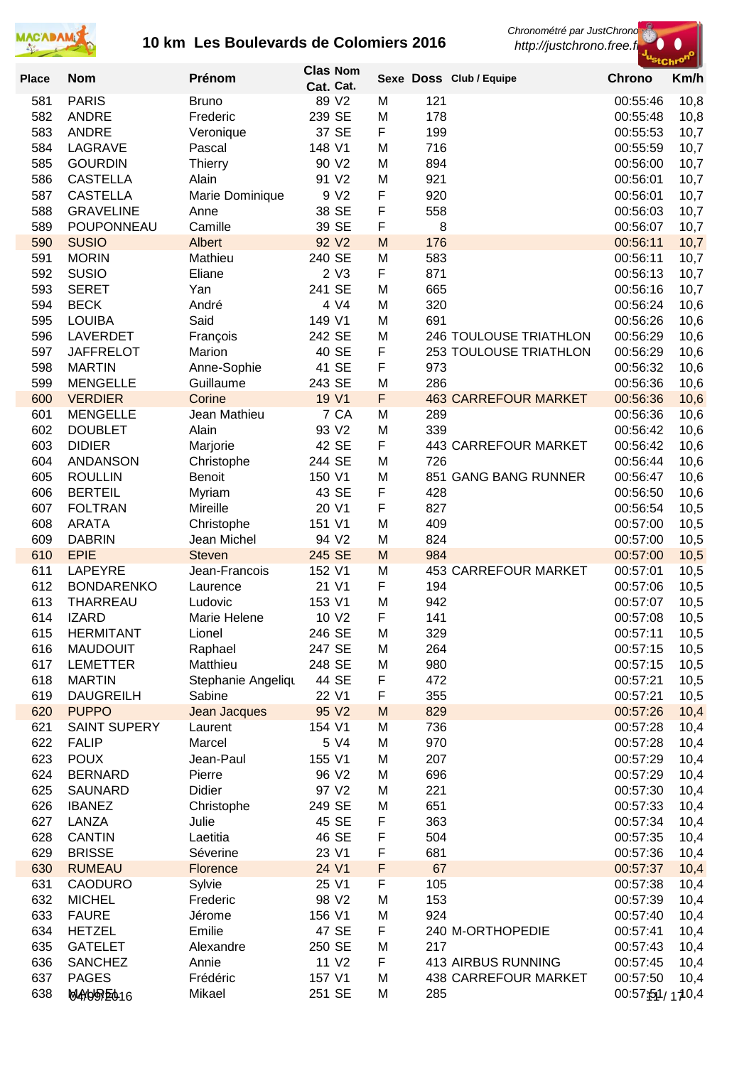# 10 km Les Boulevards de Colomiers 2016

*Chronométré par JustChrono*
*http://justchrono.free.fr*

| Place | Nom | Prénom | Clas Cat. | Nom Cat. | Sexe | Doss | Club / Equipe | Chrono | Km/h |
|---|---|---|---|---|---|---|---|---|---|
| 581 | PARIS | Bruno | 89 | V2 | M | 121 | | 00:55:46 | 10,8 |
| 582 | ANDRE | Frederic | 239 | SE | M | 178 | | 00:55:48 | 10,8 |
| 583 | ANDRE | Veronique | 37 | SE | F | 199 | | 00:55:53 | 10,7 |
| 584 | LAGRAVE | Pascal | 148 | V1 | M | 716 | | 00:55:59 | 10,7 |
| 585 | GOURDIN | Thierry | 90 | V2 | M | 894 | | 00:56:00 | 10,7 |
| 586 | CASTELLA | Alain | 91 | V2 | M | 921 | | 00:56:01 | 10,7 |
| 587 | CASTELLA | Marie Dominique | 9 | V2 | F | 920 | | 00:56:01 | 10,7 |
| 588 | GRAVELINE | Anne | 38 | SE | F | 558 | | 00:56:03 | 10,7 |
| 589 | POUPONNEAU | Camille | 39 | SE | F | 8 | | 00:56:07 | 10,7 |
| 590 | SUSIO | Albert | 92 | V2 | M | 176 | | 00:56:11 | 10,7 |
| 591 | MORIN | Mathieu | 240 | SE | M | 583 | | 00:56:11 | 10,7 |
| 592 | SUSIO | Eliane | 2 | V3 | F | 871 | | 00:56:13 | 10,7 |
| 593 | SERET | Yan | 241 | SE | M | 665 | | 00:56:16 | 10,7 |
| 594 | BECK | André | 4 | V4 | M | 320 | | 00:56:24 | 10,6 |
| 595 | LOUIBA | Said | 149 | V1 | M | 691 | | 00:56:26 | 10,6 |
| 596 | LAVERDET | François | 242 | SE | M | 246 | TOULOUSE TRIATHLON | 00:56:29 | 10,6 |
| 597 | JAFFRELOT | Marion | 40 | SE | F | 253 | TOULOUSE TRIATHLON | 00:56:29 | 10,6 |
| 598 | MARTIN | Anne-Sophie | 41 | SE | F | 973 | | 00:56:32 | 10,6 |
| 599 | MENGELLE | Guillaume | 243 | SE | M | 286 | | 00:56:36 | 10,6 |
| 600 | VERDIER | Corine | 19 | V1 | F | 463 | CARREFOUR MARKET | 00:56:36 | 10,6 |
| 601 | MENGELLE | Jean Mathieu | 7 | CA | M | 289 | | 00:56:36 | 10,6 |
| 602 | DOUBLET | Alain | 93 | V2 | M | 339 | | 00:56:42 | 10,6 |
| 603 | DIDIER | Marjorie | 42 | SE | F | 443 | CARREFOUR MARKET | 00:56:42 | 10,6 |
| 604 | ANDANSON | Christophe | 244 | SE | M | 726 | | 00:56:44 | 10,6 |
| 605 | ROULLIN | Benoit | 150 | V1 | M | 851 | GANG BANG RUNNER | 00:56:47 | 10,6 |
| 606 | BERTEIL | Myriam | 43 | SE | F | 428 | | 00:56:50 | 10,6 |
| 607 | FOLTRAN | Mireille | 20 | V1 | F | 827 | | 00:56:54 | 10,5 |
| 608 | ARATA | Christophe | 151 | V1 | M | 409 | | 00:57:00 | 10,5 |
| 609 | DABRIN | Jean Michel | 94 | V2 | M | 824 | | 00:57:00 | 10,5 |
| 610 | EPIE | Steven | 245 | SE | M | 984 | | 00:57:00 | 10,5 |
| 611 | LAPEYRE | Jean-Francois | 152 | V1 | M | 453 | CARREFOUR MARKET | 00:57:01 | 10,5 |
| 612 | BONDARENKO | Laurence | 21 | V1 | F | 194 | | 00:57:06 | 10,5 |
| 613 | THARREAU | Ludovic | 153 | V1 | M | 942 | | 00:57:07 | 10,5 |
| 614 | IZARD | Marie Helene | 10 | V2 | F | 141 | | 00:57:08 | 10,5 |
| 615 | HERMITANT | Lionel | 246 | SE | M | 329 | | 00:57:11 | 10,5 |
| 616 | MAUDOUIT | Raphael | 247 | SE | M | 264 | | 00:57:15 | 10,5 |
| 617 | LEMETTER | Matthieu | 248 | SE | M | 980 | | 00:57:15 | 10,5 |
| 618 | MARTIN | Stephanie Angeliqu | 44 | SE | F | 472 | | 00:57:21 | 10,5 |
| 619 | DAUGREILH | Sabine | 22 | V1 | F | 355 | | 00:57:21 | 10,5 |
| 620 | PUPPO | Jean Jacques | 95 | V2 | M | 829 | | 00:57:26 | 10,4 |
| 621 | SAINT SUPERY | Laurent | 154 | V1 | M | 736 | | 00:57:28 | 10,4 |
| 622 | FALIP | Marcel | 5 | V4 | M | 970 | | 00:57:28 | 10,4 |
| 623 | POUX | Jean-Paul | 155 | V1 | M | 207 | | 00:57:29 | 10,4 |
| 624 | BERNARD | Pierre | 96 | V2 | M | 696 | | 00:57:29 | 10,4 |
| 625 | SAUNARD | Didier | 97 | V2 | M | 221 | | 00:57:30 | 10,4 |
| 626 | IBANEZ | Christophe | 249 | SE | M | 651 | | 00:57:33 | 10,4 |
| 627 | LANZA | Julie | 45 | SE | F | 363 | | 00:57:34 | 10,4 |
| 628 | CANTIN | Laetitia | 46 | SE | F | 504 | | 00:57:35 | 10,4 |
| 629 | BRISSE | Séverine | 23 | V1 | F | 681 | | 00:57:36 | 10,4 |
| 630 | RUMEAU | Florence | 24 | V1 | F | 67 | | 00:57:37 | 10,4 |
| 631 | CAODURO | Sylvie | 25 | V1 | F | 105 | | 00:57:38 | 10,4 |
| 632 | MICHEL | Frederic | 98 | V2 | M | 153 | | 00:57:39 | 10,4 |
| 633 | FAURE | Jérome | 156 | V1 | M | 924 | | 00:57:40 | 10,4 |
| 634 | HETZEL | Emilie | 47 | SE | F | 240 | M-ORTHOPEDIE | 00:57:41 | 10,4 |
| 635 | GATELET | Alexandre | 250 | SE | M | 217 | | 00:57:43 | 10,4 |
| 636 | SANCHEZ | Annie | 11 | V2 | F | 413 | AIRBUS RUNNING | 00:57:45 | 10,4 |
| 637 | PAGES | Frédéric | 157 | V1 | M | 438 | CARREFOUR MARKET | 00:57:50 | 10,4 |
| 638 | MAUREL | Mikael | 251 | SE | M | 285 | | 00:57:51 | 10,4 |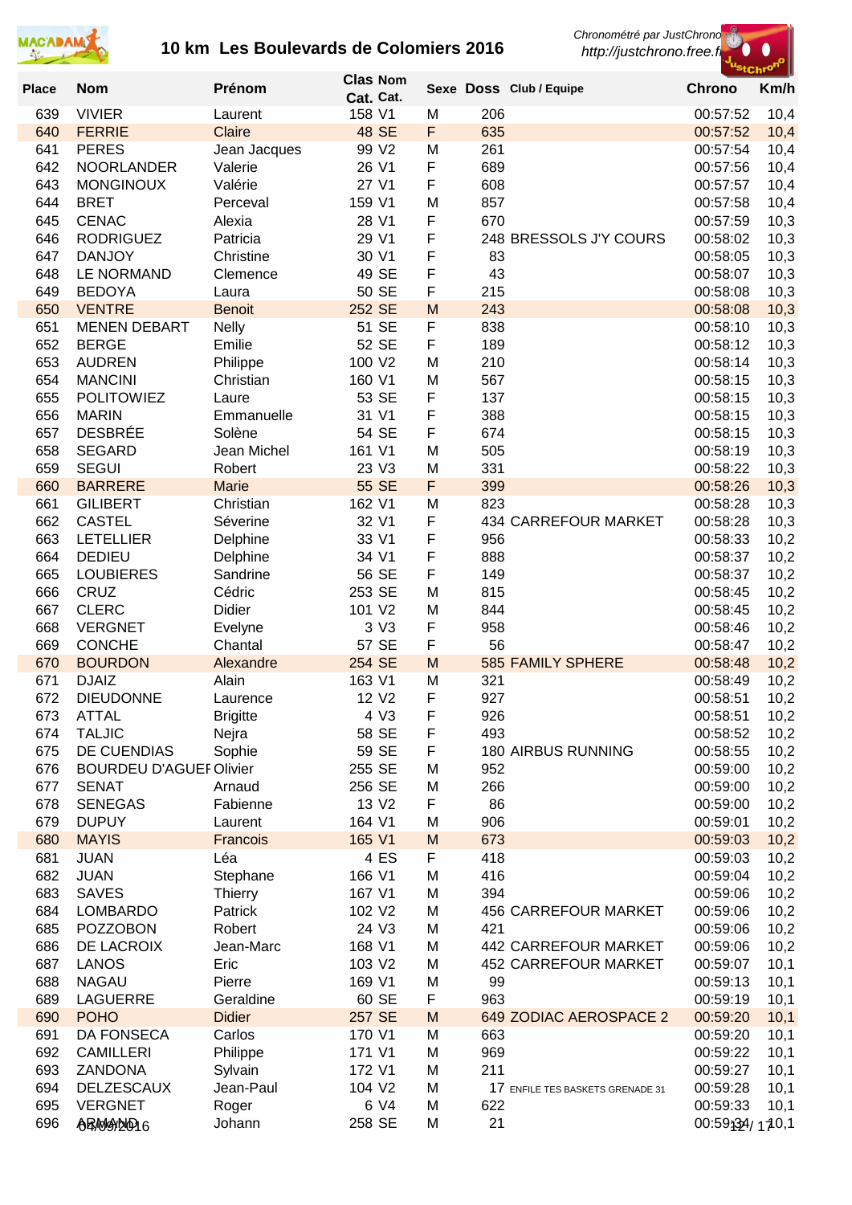# 10 km Les Boulevards de Colomiers 2016

Chronométré par JustChrono
http://justchrono.free.fr

| Place | Nom | Prénom | Clas Cat. | Nom Cat. | Sexe | Doss | Club / Equipe | Chrono | Km/h |
|---|---|---|---|---|---|---|---|---|---|
| 639 | VIVIER | Laurent | 158 | V1 | M | 206 | | 00:57:52 | 10,4 |
| 640 | FERRIE | Claire | 48 | SE | F | 635 | | 00:57:52 | 10,4 |
| 641 | PERES | Jean Jacques | 99 | V2 | M | 261 | | 00:57:54 | 10,4 |
| 642 | NOORLANDER | Valerie | 26 | V1 | F | 689 | | 00:57:56 | 10,4 |
| 643 | MONGINOUX | Valérie | 27 | V1 | F | 608 | | 00:57:57 | 10,4 |
| 644 | BRET | Perceval | 159 | V1 | M | 857 | | 00:57:58 | 10,4 |
| 645 | CENAC | Alexia | 28 | V1 | F | 670 | | 00:57:59 | 10,3 |
| 646 | RODRIGUEZ | Patricia | 29 | V1 | F | 248 | BRESSOLS J'Y COURS | 00:58:02 | 10,3 |
| 647 | DANJOY | Christine | 30 | V1 | F | 83 | | 00:58:05 | 10,3 |
| 648 | LE NORMAND | Clemence | 49 | SE | F | 43 | | 00:58:07 | 10,3 |
| 649 | BEDOYA | Laura | 50 | SE | F | 215 | | 00:58:08 | 10,3 |
| 650 | VENTRE | Benoit | 252 | SE | M | 243 | | 00:58:08 | 10,3 |
| 651 | MENEN DEBART | Nelly | 51 | SE | F | 838 | | 00:58:10 | 10,3 |
| 652 | BERGE | Emilie | 52 | SE | F | 189 | | 00:58:12 | 10,3 |
| 653 | AUDREN | Philippe | 100 | V2 | M | 210 | | 00:58:14 | 10,3 |
| 654 | MANCINI | Christian | 160 | V1 | M | 567 | | 00:58:15 | 10,3 |
| 655 | POLITOWIEZ | Laure | 53 | SE | F | 137 | | 00:58:15 | 10,3 |
| 656 | MARIN | Emmanuelle | 31 | V1 | F | 388 | | 00:58:15 | 10,3 |
| 657 | DESBRÉE | Solène | 54 | SE | F | 674 | | 00:58:15 | 10,3 |
| 658 | SEGARD | Jean Michel | 161 | V1 | M | 505 | | 00:58:19 | 10,3 |
| 659 | SEGUI | Robert | 23 | V3 | M | 331 | | 00:58:22 | 10,3 |
| 660 | BARRERE | Marie | 55 | SE | F | 399 | | 00:58:26 | 10,3 |
| 661 | GILIBERT | Christian | 162 | V1 | M | 823 | | 00:58:28 | 10,3 |
| 662 | CASTEL | Séverine | 32 | V1 | F | 434 | CARREFOUR MARKET | 00:58:28 | 10,3 |
| 663 | LETELLIER | Delphine | 33 | V1 | F | 956 | | 00:58:33 | 10,2 |
| 664 | DEDIEU | Delphine | 34 | V1 | F | 888 | | 00:58:37 | 10,2 |
| 665 | LOUBIERES | Sandrine | 56 | SE | F | 149 | | 00:58:37 | 10,2 |
| 666 | CRUZ | Cédric | 253 | SE | M | 815 | | 00:58:45 | 10,2 |
| 667 | CLERC | Didier | 101 | V2 | M | 844 | | 00:58:45 | 10,2 |
| 668 | VERGNET | Evelyne | 3 | V3 | F | 958 | | 00:58:46 | 10,2 |
| 669 | CONCHE | Chantal | 57 | SE | F | 56 | | 00:58:47 | 10,2 |
| 670 | BOURDON | Alexandre | 254 | SE | M | 585 | FAMILY SPHERE | 00:58:48 | 10,2 |
| 671 | DJAIZ | Alain | 163 | V1 | M | 321 | | 00:58:49 | 10,2 |
| 672 | DIEUDONNE | Laurence | 12 | V2 | F | 927 | | 00:58:51 | 10,2 |
| 673 | ATTAL | Brigitte | 4 | V3 | F | 926 | | 00:58:51 | 10,2 |
| 674 | TALJIC | Nejra | 58 | SE | F | 493 | | 00:58:52 | 10,2 |
| 675 | DE CUENDIAS | Sophie | 59 | SE | F | 180 | AIRBUS RUNNING | 00:58:55 | 10,2 |
| 676 | BOURDEU D'AGUEI | Olivier | 255 | SE | M | 952 | | 00:59:00 | 10,2 |
| 677 | SENAT | Arnaud | 256 | SE | M | 266 | | 00:59:00 | 10,2 |
| 678 | SENEGAS | Fabienne | 13 | V2 | F | 86 | | 00:59:00 | 10,2 |
| 679 | DUPUY | Laurent | 164 | V1 | M | 906 | | 00:59:01 | 10,2 |
| 680 | MAYIS | Francois | 165 | V1 | M | 673 | | 00:59:03 | 10,2 |
| 681 | JUAN | Léa | 4 | ES | F | 418 | | 00:59:03 | 10,2 |
| 682 | JUAN | Stephane | 166 | V1 | M | 416 | | 00:59:04 | 10,2 |
| 683 | SAVES | Thierry | 167 | V1 | M | 394 | | 00:59:06 | 10,2 |
| 684 | LOMBARDO | Patrick | 102 | V2 | M | 456 | CARREFOUR MARKET | 00:59:06 | 10,2 |
| 685 | POZZOBON | Robert | 24 | V3 | M | 421 | | 00:59:06 | 10,2 |
| 686 | DE LACROIX | Jean-Marc | 168 | V1 | M | 442 | CARREFOUR MARKET | 00:59:06 | 10,2 |
| 687 | LANOS | Eric | 103 | V2 | M | 452 | CARREFOUR MARKET | 00:59:07 | 10,1 |
| 688 | NAGAU | Pierre | 169 | V1 | M | 99 | | 00:59:13 | 10,1 |
| 689 | LAGUERRE | Geraldine | 60 | SE | F | 963 | | 00:59:19 | 10,1 |
| 690 | POHO | Didier | 257 | SE | M | 649 | ZODIAC AEROSPACE 2 | 00:59:20 | 10,1 |
| 691 | DA FONSECA | Carlos | 170 | V1 | M | 663 | | 00:59:20 | 10,1 |
| 692 | CAMILLERI | Philippe | 171 | V1 | M | 969 | | 00:59:22 | 10,1 |
| 693 | ZANDONA | Sylvain | 172 | V1 | M | 211 | | 00:59:27 | 10,1 |
| 694 | DELZESCAUX | Jean-Paul | 104 | V2 | M | 17 | ENFILE TES BASKETS GRENADE 31 | 00:59:28 | 10,1 |
| 695 | VERGNET | Roger | 6 | V4 | M | 622 | | 00:59:33 | 10,1 |
| 696 | ARMAND | Johann | 258 | SE | M | 21 | | 00:59:34 | 10,1 |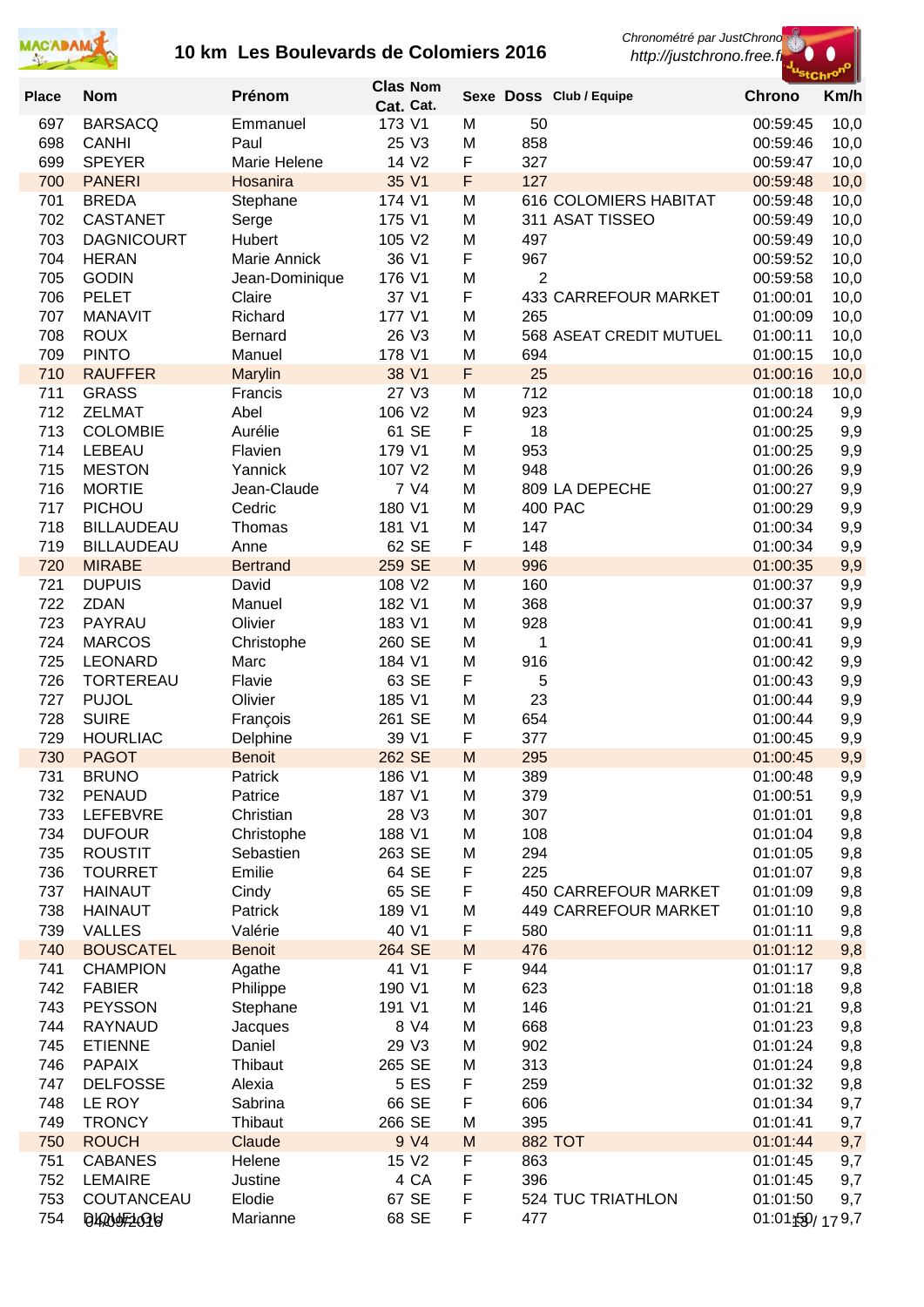# 10 km Les Boulevards de Colomiers 2016

Chronométré par JustChrono
http://justchrono.free.fr

| Place | Nom | Prénom | Clas Cat. | Nom Cat. | Sexe | Doss | Club / Equipe | Chrono | Km/h |
|---|---|---|---|---|---|---|---|---|---|
| 697 | BARSACQ | Emmanuel | 173 | V1 | M | 50 | | 00:59:45 | 10,0 |
| 698 | CANHI | Paul | 25 | V3 | M | 858 | | 00:59:46 | 10,0 |
| 699 | SPEYER | Marie Helene | 14 | V2 | F | 327 | | 00:59:47 | 10,0 |
| 700 | PANERI | Hosanira | 35 | V1 | F | 127 | | 00:59:48 | 10,0 |
| 701 | BREDA | Stephane | 174 | V1 | M | 616 | COLOMIERS HABITAT | 00:59:48 | 10,0 |
| 702 | CASTANET | Serge | 175 | V1 | M | 311 | ASAT TISSEO | 00:59:49 | 10,0 |
| 703 | DAGNICOURT | Hubert | 105 | V2 | M | 497 | | 00:59:49 | 10,0 |
| 704 | HERAN | Marie Annick | 36 | V1 | F | 967 | | 00:59:52 | 10,0 |
| 705 | GODIN | Jean-Dominique | 176 | V1 | M | 2 | | 00:59:58 | 10,0 |
| 706 | PELET | Claire | 37 | V1 | F | 433 | CARREFOUR MARKET | 01:00:01 | 10,0 |
| 707 | MANAVIT | Richard | 177 | V1 | M | 265 | | 01:00:09 | 10,0 |
| 708 | ROUX | Bernard | 26 | V3 | M | 568 | ASEAT CREDIT MUTUEL | 01:00:11 | 10,0 |
| 709 | PINTO | Manuel | 178 | V1 | M | 694 | | 01:00:15 | 10,0 |
| 710 | RAUFFER | Marylin | 38 | V1 | F | 25 | | 01:00:16 | 10,0 |
| 711 | GRASS | Francis | 27 | V3 | M | 712 | | 01:00:18 | 10,0 |
| 712 | ZELMAT | Abel | 106 | V2 | M | 923 | | 01:00:24 | 9,9 |
| 713 | COLOMBIE | Aurélie | 61 | SE | F | 18 | | 01:00:25 | 9,9 |
| 714 | LEBEAU | Flavien | 179 | V1 | M | 953 | | 01:00:25 | 9,9 |
| 715 | MESTON | Yannick | 107 | V2 | M | 948 | | 01:00:26 | 9,9 |
| 716 | MORTIE | Jean-Claude | 7 | V4 | M | 809 | LA DEPECHE | 01:00:27 | 9,9 |
| 717 | PICHOU | Cedric | 180 | V1 | M | 400 | PAC | 01:00:29 | 9,9 |
| 718 | BILLAUDEAU | Thomas | 181 | V1 | M | 147 | | 01:00:34 | 9,9 |
| 719 | BILLAUDEAU | Anne | 62 | SE | F | 148 | | 01:00:34 | 9,9 |
| 720 | MIRABE | Bertrand | 259 | SE | M | 996 | | 01:00:35 | 9,9 |
| 721 | DUPUIS | David | 108 | V2 | M | 160 | | 01:00:37 | 9,9 |
| 722 | ZDAN | Manuel | 182 | V1 | M | 368 | | 01:00:37 | 9,9 |
| 723 | PAYRAU | Olivier | 183 | V1 | M | 928 | | 01:00:41 | 9,9 |
| 724 | MARCOS | Christophe | 260 | SE | M | 1 | | 01:00:41 | 9,9 |
| 725 | LEONARD | Marc | 184 | V1 | M | 916 | | 01:00:42 | 9,9 |
| 726 | TORTEREAU | Flavie | 63 | SE | F | 5 | | 01:00:43 | 9,9 |
| 727 | PUJOL | Olivier | 185 | V1 | M | 23 | | 01:00:44 | 9,9 |
| 728 | SUIRE | François | 261 | SE | M | 654 | | 01:00:44 | 9,9 |
| 729 | HOURLIAC | Delphine | 39 | V1 | F | 377 | | 01:00:45 | 9,9 |
| 730 | PAGOT | Benoit | 262 | SE | M | 295 | | 01:00:45 | 9,9 |
| 731 | BRUNO | Patrick | 186 | V1 | M | 389 | | 01:00:48 | 9,9 |
| 732 | PENAUD | Patrice | 187 | V1 | M | 379 | | 01:00:51 | 9,9 |
| 733 | LEFEBVRE | Christian | 28 | V3 | M | 307 | | 01:01:01 | 9,8 |
| 734 | DUFOUR | Christophe | 188 | V1 | M | 108 | | 01:01:04 | 9,8 |
| 735 | ROUSTIT | Sebastien | 263 | SE | M | 294 | | 01:01:05 | 9,8 |
| 736 | TOURRET | Emilie | 64 | SE | F | 225 | | 01:01:07 | 9,8 |
| 737 | HAINAUT | Cindy | 65 | SE | F | 450 | CARREFOUR MARKET | 01:01:09 | 9,8 |
| 738 | HAINAUT | Patrick | 189 | V1 | M | 449 | CARREFOUR MARKET | 01:01:10 | 9,8 |
| 739 | VALLES | Valérie | 40 | V1 | F | 580 | | 01:01:11 | 9,8 |
| 740 | BOUSCATEL | Benoit | 264 | SE | M | 476 | | 01:01:12 | 9,8 |
| 741 | CHAMPION | Agathe | 41 | V1 | F | 944 | | 01:01:17 | 9,8 |
| 742 | FABIER | Philippe | 190 | V1 | M | 623 | | 01:01:18 | 9,8 |
| 743 | PEYSSON | Stephane | 191 | V1 | M | 146 | | 01:01:21 | 9,8 |
| 744 | RAYNAUD | Jacques | 8 | V4 | M | 668 | | 01:01:23 | 9,8 |
| 745 | ETIENNE | Daniel | 29 | V3 | M | 902 | | 01:01:24 | 9,8 |
| 746 | PAPAIX | Thibaut | 265 | SE | M | 313 | | 01:01:24 | 9,8 |
| 747 | DELFOSSE | Alexia | 5 | ES | F | 259 | | 01:01:32 | 9,8 |
| 748 | LE ROY | Sabrina | 66 | SE | F | 606 | | 01:01:34 | 9,7 |
| 749 | TRONCY | Thibaut | 266 | SE | M | 395 | | 01:01:41 | 9,7 |
| 750 | ROUCH | Claude | 9 | V4 | M | 882 | TOT | 01:01:44 | 9,7 |
| 751 | CABANES | Helene | 15 | V2 | F | 863 | | 01:01:45 | 9,7 |
| 752 | LEMAIRE | Justine | 4 | CA | F | 396 | | 01:01:45 | 9,7 |
| 753 | COUTANCEAU | Elodie | 67 | SE | F | 524 | TUC TRIATHLON | 01:01:50 | 9,7 |
| 754 | DIOUF | Marianne | 68 | SE | F | 477 | | 01:01:50 | 9,7 |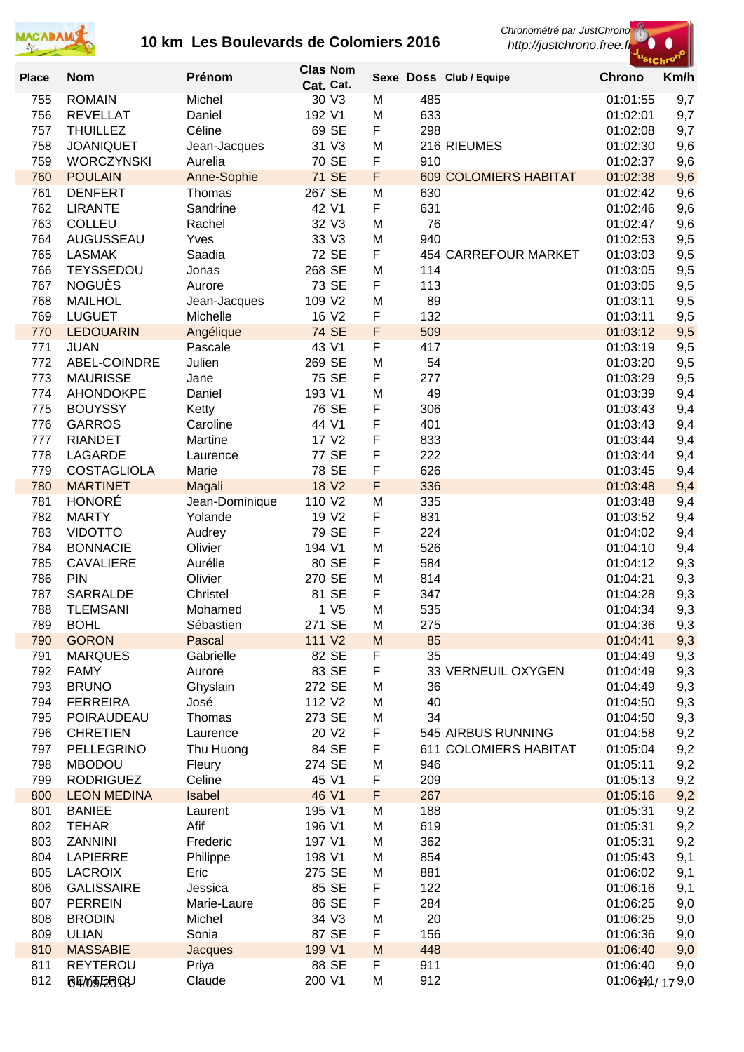# 10 km Les Boulevards de Colomiers 2016

Chronométré par JustChrono
http://justchrono.free.fr

| Place | Nom | Prénom | Clas Cat. | Nom Cat. | Sexe | Doss | Club / Equipe | Chrono | Km/h |
|---|---|---|---|---|---|---|---|---|---|
| 755 | ROMAIN | Michel | 30 | V3 | M | 485 | | 01:01:55 | 9,7 |
| 756 | REVELLAT | Daniel | 192 | V1 | M | 633 | | 01:02:01 | 9,7 |
| 757 | THUILLEZ | Céline | 69 | SE | F | 298 | | 01:02:08 | 9,7 |
| 758 | JOANIQUET | Jean-Jacques | 31 | V3 | M | 216 | RIEUMES | 01:02:30 | 9,6 |
| 759 | WORCZYNSKI | Aurelia | 70 | SE | F | 910 | | 01:02:37 | 9,6 |
| 760 | POULAIN | Anne-Sophie | 71 | SE | F | 609 | COLOMIERS HABITAT | 01:02:38 | 9,6 |
| 761 | DENFERT | Thomas | 267 | SE | M | 630 | | 01:02:42 | 9,6 |
| 762 | LIRANTE | Sandrine | 42 | V1 | F | 631 | | 01:02:46 | 9,6 |
| 763 | COLLEU | Rachel | 32 | V3 | M | 76 | | 01:02:47 | 9,6 |
| 764 | AUGUSSEAU | Yves | 33 | V3 | M | 940 | | 01:02:53 | 9,5 |
| 765 | LASMAK | Saadia | 72 | SE | F | 454 | CARREFOUR MARKET | 01:03:03 | 9,5 |
| 766 | TEYSSEDOU | Jonas | 268 | SE | M | 114 | | 01:03:05 | 9,5 |
| 767 | NOGUÈS | Aurore | 73 | SE | F | 113 | | 01:03:05 | 9,5 |
| 768 | MAILHOL | Jean-Jacques | 109 | V2 | M | 89 | | 01:03:11 | 9,5 |
| 769 | LUGUET | Michelle | 16 | V2 | F | 132 | | 01:03:11 | 9,5 |
| 770 | LEDOUARIN | Angélique | 74 | SE | F | 509 | | 01:03:12 | 9,5 |
| 771 | JUAN | Pascale | 43 | V1 | F | 417 | | 01:03:19 | 9,5 |
| 772 | ABEL-COINDRE | Julien | 269 | SE | M | 54 | | 01:03:20 | 9,5 |
| 773 | MAURISSE | Jane | 75 | SE | F | 277 | | 01:03:29 | 9,5 |
| 774 | AHONDOKPE | Daniel | 193 | V1 | M | 49 | | 01:03:39 | 9,4 |
| 775 | BOUYSSY | Ketty | 76 | SE | F | 306 | | 01:03:43 | 9,4 |
| 776 | GARROS | Caroline | 44 | V1 | F | 401 | | 01:03:43 | 9,4 |
| 777 | RIANDET | Martine | 17 | V2 | F | 833 | | 01:03:44 | 9,4 |
| 778 | LAGARDE | Laurence | 77 | SE | F | 222 | | 01:03:44 | 9,4 |
| 779 | COSTAGLIOLA | Marie | 78 | SE | F | 626 | | 01:03:45 | 9,4 |
| 780 | MARTINET | Magali | 18 | V2 | F | 336 | | 01:03:48 | 9,4 |
| 781 | HONORÉ | Jean-Dominique | 110 | V2 | M | 335 | | 01:03:48 | 9,4 |
| 782 | MARTY | Yolande | 19 | V2 | F | 831 | | 01:03:52 | 9,4 |
| 783 | VIDOTTO | Audrey | 79 | SE | F | 224 | | 01:04:02 | 9,4 |
| 784 | BONNACIE | Olivier | 194 | V1 | M | 526 | | 01:04:10 | 9,4 |
| 785 | CAVALIERE | Aurélie | 80 | SE | F | 584 | | 01:04:12 | 9,3 |
| 786 | PIN | Olivier | 270 | SE | M | 814 | | 01:04:21 | 9,3 |
| 787 | SARRALDE | Christel | 81 | SE | F | 347 | | 01:04:28 | 9,3 |
| 788 | TLEMSANI | Mohamed | 1 | V5 | M | 535 | | 01:04:34 | 9,3 |
| 789 | BOHL | Sébastien | 271 | SE | M | 275 | | 01:04:36 | 9,3 |
| 790 | GORON | Pascal | 111 | V2 | M | 85 | | 01:04:41 | 9,3 |
| 791 | MARQUES | Gabrielle | 82 | SE | F | 35 | | 01:04:49 | 9,3 |
| 792 | FAMY | Aurore | 83 | SE | F | 33 | VERNEUIL OXYGEN | 01:04:49 | 9,3 |
| 793 | BRUNO | Ghyslain | 272 | SE | M | 36 | | 01:04:49 | 9,3 |
| 794 | FERREIRA | José | 112 | V2 | M | 40 | | 01:04:50 | 9,3 |
| 795 | POIRAUDEAU | Thomas | 273 | SE | M | 34 | | 01:04:50 | 9,3 |
| 796 | CHRETIEN | Laurence | 20 | V2 | F | 545 | AIRBUS RUNNING | 01:04:58 | 9,2 |
| 797 | PELLEGRINO | Thu Huong | 84 | SE | F | 611 | COLOMIERS HABITAT | 01:05:04 | 9,2 |
| 798 | MBODOU | Fleury | 274 | SE | M | 946 | | 01:05:11 | 9,2 |
| 799 | RODRIGUEZ | Celine | 45 | V1 | F | 209 | | 01:05:13 | 9,2 |
| 800 | LEON MEDINA | Isabel | 46 | V1 | F | 267 | | 01:05:16 | 9,2 |
| 801 | BANIEE | Laurent | 195 | V1 | M | 188 | | 01:05:31 | 9,2 |
| 802 | TEHAR | Afif | 196 | V1 | M | 619 | | 01:05:31 | 9,2 |
| 803 | ZANNINI | Frederic | 197 | V1 | M | 362 | | 01:05:31 | 9,2 |
| 804 | LAPIERRE | Philippe | 198 | V1 | M | 854 | | 01:05:43 | 9,1 |
| 805 | LACROIX | Eric | 275 | SE | M | 881 | | 01:06:02 | 9,1 |
| 806 | GALISSAIRE | Jessica | 85 | SE | F | 122 | | 01:06:16 | 9,1 |
| 807 | PERREIN | Marie-Laure | 86 | SE | F | 284 | | 01:06:25 | 9,0 |
| 808 | BRODIN | Michel | 34 | V3 | M | 20 | | 01:06:25 | 9,0 |
| 809 | ULIAN | Sonia | 87 | SE | F | 156 | | 01:06:36 | 9,0 |
| 810 | MASSABIE | Jacques | 199 | V1 | M | 448 | | 01:06:40 | 9,0 |
| 811 | REYTEROU | Priya | 88 | SE | F | 911 | | 01:06:40 | 9,0 |
| 812 | REYTEROU | Claude | 200 | V1 | M | 912 | | 01:06:41 | 9,0 |

04/09/2016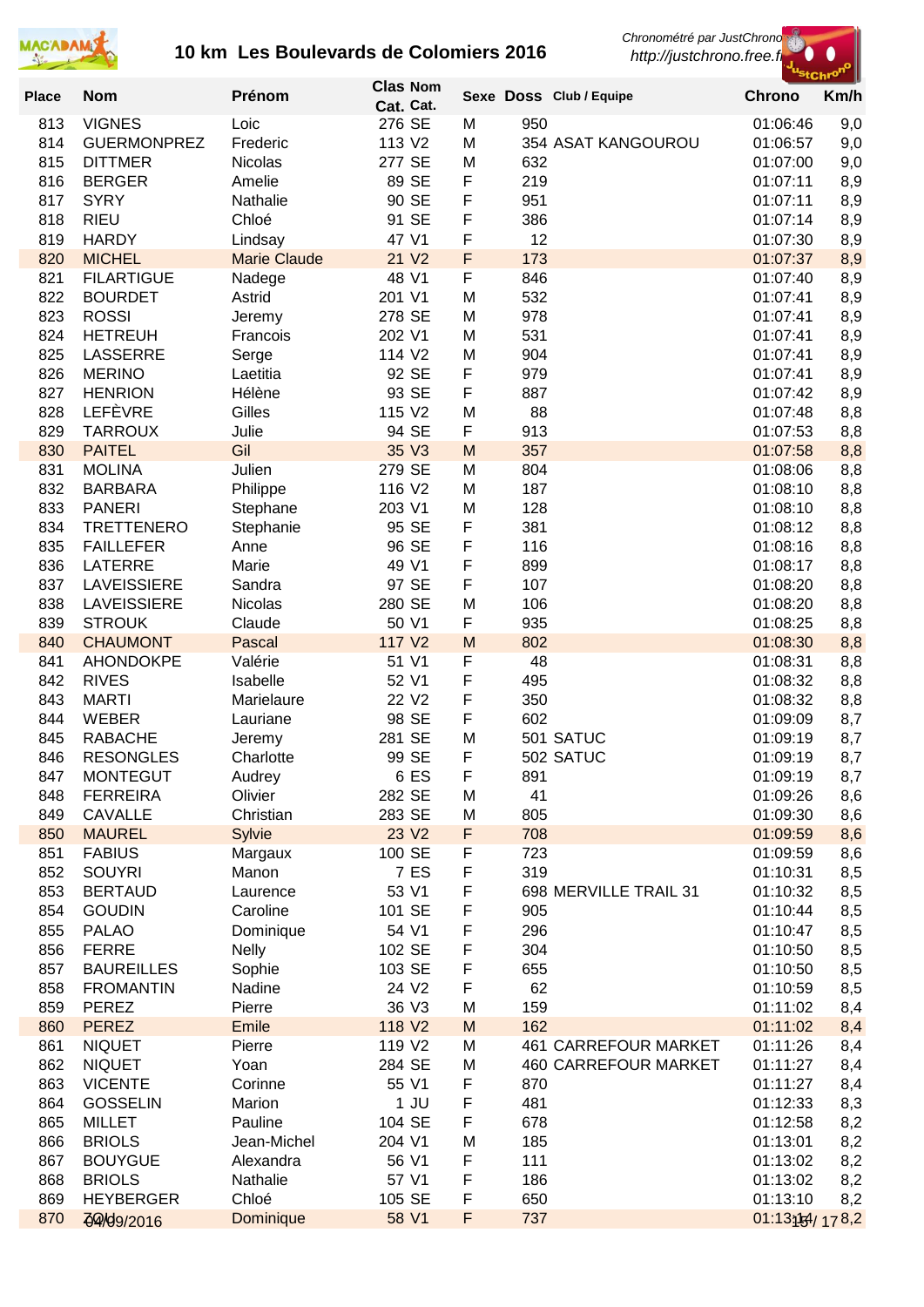# 10 km Les Boulevards de Colomiers 2016

*Chronométré par JustChrono*
*http://justchrono.free.fr*

| Place | Nom | Prénom | Clas Cat. | Nom Cat. | Sexe | Doss | Club / Equipe | Chrono | Km/h |
|---|---|---|---|---|---|---|---|---|---|
| 813 | VIGNES | Loic | 276 | SE | M | 950 | | 01:06:46 | 9,0 |
| 814 | GUERMONPREZ | Frederic | 113 | V2 | M | 354 | ASAT KANGOUROU | 01:06:57 | 9,0 |
| 815 | DITTMER | Nicolas | 277 | SE | M | 632 | | 01:07:00 | 9,0 |
| 816 | BERGER | Amelie | 89 | SE | F | 219 | | 01:07:11 | 8,9 |
| 817 | SYRY | Nathalie | 90 | SE | F | 951 | | 01:07:11 | 8,9 |
| 818 | RIEU | Chloé | 91 | SE | F | 386 | | 01:07:14 | 8,9 |
| 819 | HARDY | Lindsay | 47 | V1 | F | 12 | | 01:07:30 | 8,9 |
| 820 | MICHEL | Marie Claude | 21 | V2 | F | 173 | | 01:07:37 | 8,9 |
| 821 | FILARTIGUE | Nadege | 48 | V1 | F | 846 | | 01:07:40 | 8,9 |
| 822 | BOURDET | Astrid | 201 | V1 | M | 532 | | 01:07:41 | 8,9 |
| 823 | ROSSI | Jeremy | 278 | SE | M | 978 | | 01:07:41 | 8,9 |
| 824 | HETREUH | Francois | 202 | V1 | M | 531 | | 01:07:41 | 8,9 |
| 825 | LASSERRE | Serge | 114 | V2 | M | 904 | | 01:07:41 | 8,9 |
| 826 | MERINO | Laetitia | 92 | SE | F | 979 | | 01:07:41 | 8,9 |
| 827 | HENRION | Hélène | 93 | SE | F | 887 | | 01:07:42 | 8,9 |
| 828 | LEFÈVRE | Gilles | 115 | V2 | M | 88 | | 01:07:48 | 8,8 |
| 829 | TARROUX | Julie | 94 | SE | F | 913 | | 01:07:53 | 8,8 |
| 830 | PAITEL | Gil | 35 | V3 | M | 357 | | 01:07:58 | 8,8 |
| 831 | MOLINA | Julien | 279 | SE | M | 804 | | 01:08:06 | 8,8 |
| 832 | BARBARA | Philippe | 116 | V2 | M | 187 | | 01:08:10 | 8,8 |
| 833 | PANERI | Stephane | 203 | V1 | M | 128 | | 01:08:10 | 8,8 |
| 834 | TRETTENERO | Stephanie | 95 | SE | F | 381 | | 01:08:12 | 8,8 |
| 835 | FAILLEFER | Anne | 96 | SE | F | 116 | | 01:08:16 | 8,8 |
| 836 | LATERRE | Marie | 49 | V1 | F | 899 | | 01:08:17 | 8,8 |
| 837 | LAVEISSIERE | Sandra | 97 | SE | F | 107 | | 01:08:20 | 8,8 |
| 838 | LAVEISSIERE | Nicolas | 280 | SE | M | 106 | | 01:08:20 | 8,8 |
| 839 | STROUK | Claude | 50 | V1 | F | 935 | | 01:08:25 | 8,8 |
| 840 | CHAUMONT | Pascal | 117 | V2 | M | 802 | | 01:08:30 | 8,8 |
| 841 | AHONDOKPE | Valérie | 51 | V1 | F | 48 | | 01:08:31 | 8,8 |
| 842 | RIVES | Isabelle | 52 | V1 | F | 495 | | 01:08:32 | 8,8 |
| 843 | MARTI | Marielaure | 22 | V2 | F | 350 | | 01:08:32 | 8,8 |
| 844 | WEBER | Lauriane | 98 | SE | F | 602 | | 01:09:09 | 8,7 |
| 845 | RABACHE | Jeremy | 281 | SE | M | 501 | SATUC | 01:09:19 | 8,7 |
| 846 | RESONGLES | Charlotte | 99 | SE | F | 502 | SATUC | 01:09:19 | 8,7 |
| 847 | MONTEGUT | Audrey | 6 | ES | F | 891 | | 01:09:19 | 8,7 |
| 848 | FERREIRA | Olivier | 282 | SE | M | 41 | | 01:09:26 | 8,6 |
| 849 | CAVALLE | Christian | 283 | SE | M | 805 | | 01:09:30 | 8,6 |
| 850 | MAUREL | Sylvie | 23 | V2 | F | 708 | | 01:09:59 | 8,6 |
| 851 | FABIUS | Margaux | 100 | SE | F | 723 | | 01:09:59 | 8,6 |
| 852 | SOUYRI | Manon | 7 | ES | F | 319 | | 01:10:31 | 8,5 |
| 853 | BERTAUD | Laurence | 53 | V1 | F | 698 | MERVILLE TRAIL 31 | 01:10:32 | 8,5 |
| 854 | GOUDIN | Caroline | 101 | SE | F | 905 | | 01:10:44 | 8,5 |
| 855 | PALAO | Dominique | 54 | V1 | F | 296 | | 01:10:47 | 8,5 |
| 856 | FERRE | Nelly | 102 | SE | F | 304 | | 01:10:50 | 8,5 |
| 857 | BAUREILLES | Sophie | 103 | SE | F | 655 | | 01:10:50 | 8,5 |
| 858 | FROMANTIN | Nadine | 24 | V2 | F | 62 | | 01:10:59 | 8,5 |
| 859 | PEREZ | Pierre | 36 | V3 | M | 159 | | 01:11:02 | 8,4 |
| 860 | PEREZ | Emile | 118 | V2 | M | 162 | | 01:11:02 | 8,4 |
| 861 | NIQUET | Pierre | 119 | V2 | M | 461 | CARREFOUR MARKET | 01:11:26 | 8,4 |
| 862 | NIQUET | Yoan | 284 | SE | M | 460 | CARREFOUR MARKET | 01:11:27 | 8,4 |
| 863 | VICENTE | Corinne | 55 | V1 | F | 870 | | 01:11:27 | 8,4 |
| 864 | GOSSELIN | Marion | 1 | JU | F | 481 | | 01:12:33 | 8,3 |
| 865 | MILLET | Pauline | 104 | SE | F | 678 | | 01:12:58 | 8,2 |
| 866 | BRIOLS | Jean-Michel | 204 | V1 | M | 185 | | 01:13:01 | 8,2 |
| 867 | BOUYGUE | Alexandra | 56 | V1 | F | 111 | | 01:13:02 | 8,2 |
| 868 | BRIOLS | Nathalie | 57 | V1 | F | 186 | | 01:13:02 | 8,2 |
| 869 | HEYBERGER | Chloé | 105 | SE | F | 650 | | 01:13:10 | 8,2 |
| 870 | ZOldo | Dominique | 58 | V1 | F | 737 | | 01:13:14 | 8,2 |

04/09/2016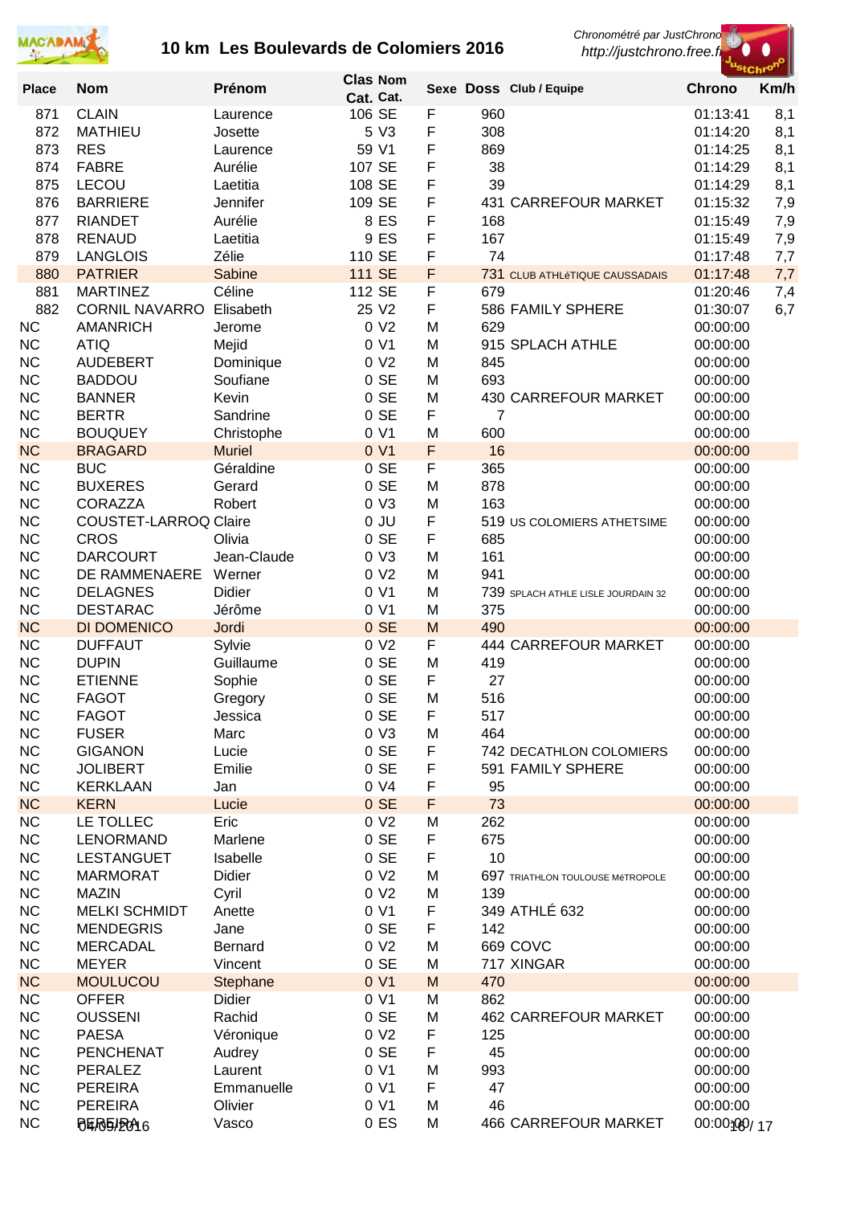# 10 km Les Boulevards de Colomiers 2016

Chronométré par JustChrono
http://justchrono.free.fr

| Place | Nom | Prénom | Clas Cat. | Nom Cat. | Sexe | Doss | Club / Equipe | Chrono | Km/h |
|---|---|---|---|---|---|---|---|---|---|
| 871 | CLAIN | Laurence | 106 | SE | F | 960 | | 01:13:41 | 8,1 |
| 872 | MATHIEU | Josette | 5 | V3 | F | 308 | | 01:14:20 | 8,1 |
| 873 | RES | Laurence | 59 | V1 | F | 869 | | 01:14:25 | 8,1 |
| 874 | FABRE | Aurélie | 107 | SE | F | 38 | | 01:14:29 | 8,1 |
| 875 | LECOU | Laetitia | 108 | SE | F | 39 | | 01:14:29 | 8,1 |
| 876 | BARRIERE | Jennifer | 109 | SE | F | 431 | CARREFOUR MARKET | 01:15:32 | 7,9 |
| 877 | RIANDET | Aurélie | 8 | ES | F | 168 | | 01:15:49 | 7,9 |
| 878 | RENAUD | Laetitia | 9 | ES | F | 167 | | 01:15:49 | 7,9 |
| 879 | LANGLOIS | Zélie | 110 | SE | F | 74 | | 01:17:48 | 7,7 |
| 880 | PATRIER | Sabine | 111 | SE | F | 731 | CLUB ATHLéTIQUE CAUSSADAIS | 01:17:48 | 7,7 |
| 881 | MARTINEZ | Céline | 112 | SE | F | 679 | | 01:20:46 | 7,4 |
| 882 | CORNIL NAVARRO | Elisabeth | 25 | V2 | F | 586 | FAMILY SPHERE | 01:30:07 | 6,7 |
| NC | AMANRICH | Jerome | 0 | V2 | M | 629 | | 00:00:00 | |
| NC | ATIQ | Mejid | 0 | V1 | M | 915 | SPLACH ATHLE | 00:00:00 | |
| NC | AUDEBERT | Dominique | 0 | V2 | M | 845 | | 00:00:00 | |
| NC | BADDOU | Soufiane | 0 | SE | M | 693 | | 00:00:00 | |
| NC | BANNER | Kevin | 0 | SE | M | 430 | CARREFOUR MARKET | 00:00:00 | |
| NC | BERTR | Sandrine | 0 | SE | F | 7 | | 00:00:00 | |
| NC | BOUQUEY | Christophe | 0 | V1 | M | 600 | | 00:00:00 | |
| NC | BRAGARD | Muriel | 0 | V1 | F | 16 | | 00:00:00 | |
| NC | BUC | Géraldine | 0 | SE | F | 365 | | 00:00:00 | |
| NC | BUXERES | Gerard | 0 | SE | M | 878 | | 00:00:00 | |
| NC | CORAZZA | Robert | 0 | V3 | M | 163 | | 00:00:00 | |
| NC | COUSTET-LARROQ | Claire | 0 | JU | F | 519 | US COLOMIERS ATHETSIME | 00:00:00 | |
| NC | CROS | Olivia | 0 | SE | F | 685 | | 00:00:00 | |
| NC | DARCOURT | Jean-Claude | 0 | V3 | M | 161 | | 00:00:00 | |
| NC | DE RAMMENAERE | Werner | 0 | V2 | M | 941 | | 00:00:00 | |
| NC | DELAGNES | Didier | 0 | V1 | M | 739 | SPLACH ATHLE LISLE JOURDAIN 32 | 00:00:00 | |
| NC | DESTARAC | Jérôme | 0 | V1 | M | 375 | | 00:00:00 | |
| NC | DI DOMENICO | Jordi | 0 | SE | M | 490 | | 00:00:00 | |
| NC | DUFFAUT | Sylvie | 0 | V2 | F | 444 | CARREFOUR MARKET | 00:00:00 | |
| NC | DUPIN | Guillaume | 0 | SE | M | 419 | | 00:00:00 | |
| NC | ETIENNE | Sophie | 0 | SE | F | 27 | | 00:00:00 | |
| NC | FAGOT | Gregory | 0 | SE | M | 516 | | 00:00:00 | |
| NC | FAGOT | Jessica | 0 | SE | F | 517 | | 00:00:00 | |
| NC | FUSER | Marc | 0 | V3 | M | 464 | | 00:00:00 | |
| NC | GIGANON | Lucie | 0 | SE | F | 742 | DECATHLON COLOMIERS | 00:00:00 | |
| NC | JOLIBERT | Emilie | 0 | SE | F | 591 | FAMILY SPHERE | 00:00:00 | |
| NC | KERKLAAN | Jan | 0 | V4 | F | 95 | | 00:00:00 | |
| NC | KERN | Lucie | 0 | SE | F | 73 | | 00:00:00 | |
| NC | LE TOLLEC | Eric | 0 | V2 | M | 262 | | 00:00:00 | |
| NC | LENORMAND | Marlene | 0 | SE | F | 675 | | 00:00:00 | |
| NC | LESTANGUET | Isabelle | 0 | SE | F | 10 | | 00:00:00 | |
| NC | MARMORAT | Didier | 0 | V2 | M | 697 | TRIATHLON TOULOUSE MéTROPOLE | 00:00:00 | |
| NC | MAZIN | Cyril | 0 | V2 | M | 139 | | 00:00:00 | |
| NC | MELKI SCHMIDT | Anette | 0 | V1 | F | 349 | ATHLÉ 632 | 00:00:00 | |
| NC | MENDEGRIS | Jane | 0 | SE | F | 142 | | 00:00:00 | |
| NC | MERCADAL | Bernard | 0 | V2 | M | 669 | COVC | 00:00:00 | |
| NC | MEYER | Vincent | 0 | SE | M | 717 | XINGAR | 00:00:00 | |
| NC | MOULUCOU | Stephane | 0 | V1 | M | 470 | | 00:00:00 | |
| NC | OFFER | Didier | 0 | V1 | M | 862 | | 00:00:00 | |
| NC | OUSSENI | Rachid | 0 | SE | M | 462 | CARREFOUR MARKET | 00:00:00 | |
| NC | PAESA | Véronique | 0 | V2 | F | 125 | | 00:00:00 | |
| NC | PENCHENAT | Audrey | 0 | SE | F | 45 | | 00:00:00 | |
| NC | PERALEZ | Laurent | 0 | V1 | M | 993 | | 00:00:00 | |
| NC | PEREIRA | Emmanuelle | 0 | V1 | F | 47 | | 00:00:00 | |
| NC | PEREIRA | Olivier | 0 | V1 | M | 46 | | 00:00:00 | |
| NC | PEREIRA | Vasco | 0 | ES | M | 466 | CARREFOUR MARKET | 00:00:00 | |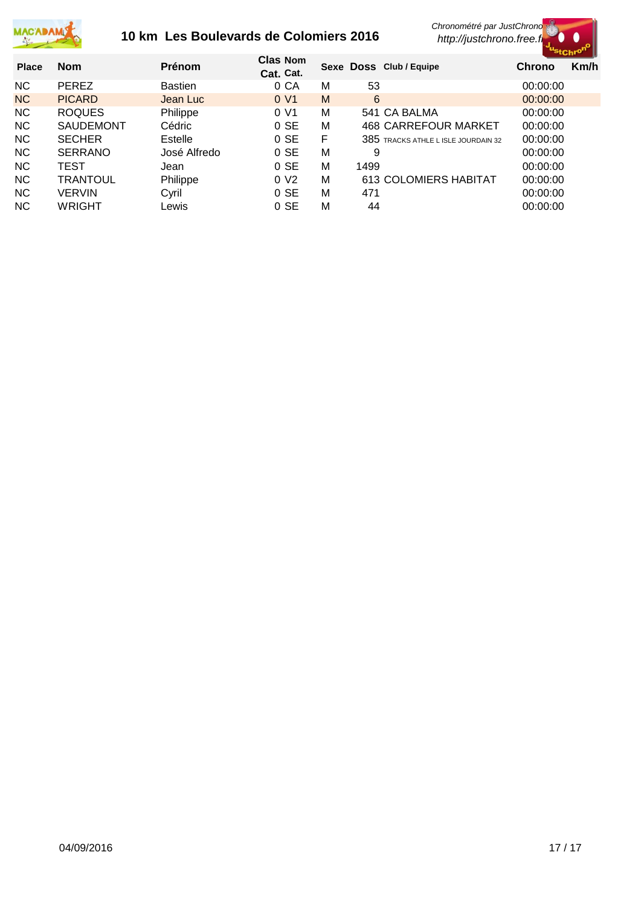## 10 km Les Boulevards de Colomiers 2016

*Chronométré par JustChrono*
*http://justchrono.free.fr*

| Place | Nom | Prénom | Clas Cat. | Nom Cat. | Sexe | Doss | Club / Equipe | Chrono | Km/h |
|---|---|---|---|---|---|---|---|---|---|
| NC | PEREZ | Bastien | 0 | CA | M | 53 | | 00:00:00 | |
| NC | PICARD | Jean Luc | 0 | V1 | M | 6 | | 00:00:00 | |
| NC | ROQUES | Philippe | 0 | V1 | M | 541 | CA BALMA | 00:00:00 | |
| NC | SAUDEMONT | Cédric | 0 | SE | M | 468 | CARREFOUR MARKET | 00:00:00 | |
| NC | SECHER | Estelle | 0 | SE | F | 385 | TRACKS ATHLE L ISLE JOURDAIN 32 | 00:00:00 | |
| NC | SERRANO | José Alfredo | 0 | SE | M | 9 | | 00:00:00 | |
| NC | TEST | Jean | 0 | SE | M | 1499 | | 00:00:00 | |
| NC | TRANTOUL | Philippe | 0 | V2 | M | 613 | COLOMIERS HABITAT | 00:00:00 | |
| NC | VERVIN | Cyril | 0 | SE | M | 471 | | 00:00:00 | |
| NC | WRIGHT | Lewis | 0 | SE | M | 44 | | 00:00:00 | |

04/09/2016